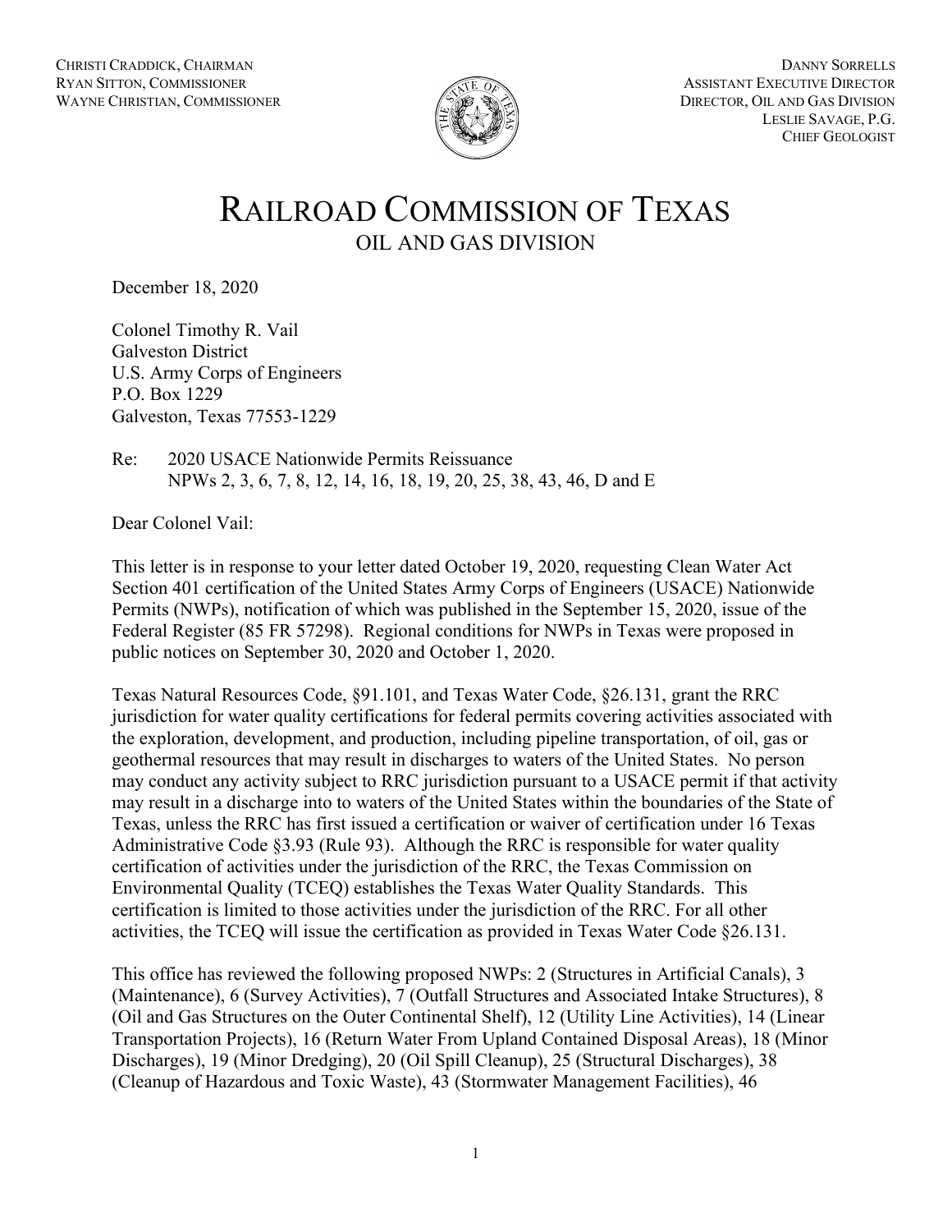CHRISTI CRADDICK, CHAIRMAN
RYAN SITTON, COMMISSIONER
WAYNE CHRISTIAN, COMMISSIONER

DANNY SORRELLS
ASSISTANT EXECUTIVE DIRECTOR
DIRECTOR, OIL AND GAS DIVISION
LESLIE SAVAGE, P.G.
CHIEF GEOLOGIST

# RAILROAD COMMISSION OF TEXAS

## OIL AND GAS DIVISION

December 18, 2020

Colonel Timothy R. Vail
Galveston District
U.S. Army Corps of Engineers
P.O. Box 1229
Galveston, Texas 77553-1229

Re: 2020 USACE Nationwide Permits Reissuance
NPWs 2, 3, 6, 7, 8, 12, 14, 16, 18, 19, 20, 25, 38, 43, 46, D and E

Dear Colonel Vail:

This letter is in response to your letter dated October 19, 2020, requesting Clean Water Act Section 401 certification of the United States Army Corps of Engineers (USACE) Nationwide Permits (NWPs), notification of which was published in the September 15, 2020, issue of the Federal Register (85 FR 57298). Regional conditions for NWPs in Texas were proposed in public notices on September 30, 2020 and October 1, 2020.

Texas Natural Resources Code, §91.101, and Texas Water Code, §26.131, grant the RRC jurisdiction for water quality certifications for federal permits covering activities associated with the exploration, development, and production, including pipeline transportation, of oil, gas or geothermal resources that may result in discharges to waters of the United States. No person may conduct any activity subject to RRC jurisdiction pursuant to a USACE permit if that activity may result in a discharge into to waters of the United States within the boundaries of the State of Texas, unless the RRC has first issued a certification or waiver of certification under 16 Texas Administrative Code §3.93 (Rule 93). Although the RRC is responsible for water quality certification of activities under the jurisdiction of the RRC, the Texas Commission on Environmental Quality (TCEQ) establishes the Texas Water Quality Standards. This certification is limited to those activities under the jurisdiction of the RRC. For all other activities, the TCEQ will issue the certification as provided in Texas Water Code §26.131.

This office has reviewed the following proposed NWPs: 2 (Structures in Artificial Canals), 3 (Maintenance), 6 (Survey Activities), 7 (Outfall Structures and Associated Intake Structures), 8 (Oil and Gas Structures on the Outer Continental Shelf), 12 (Utility Line Activities), 14 (Linear Transportation Projects), 16 (Return Water From Upland Contained Disposal Areas), 18 (Minor Discharges), 19 (Minor Dredging), 20 (Oil Spill Cleanup), 25 (Structural Discharges), 38 (Cleanup of Hazardous and Toxic Waste), 43 (Stormwater Management Facilities), 46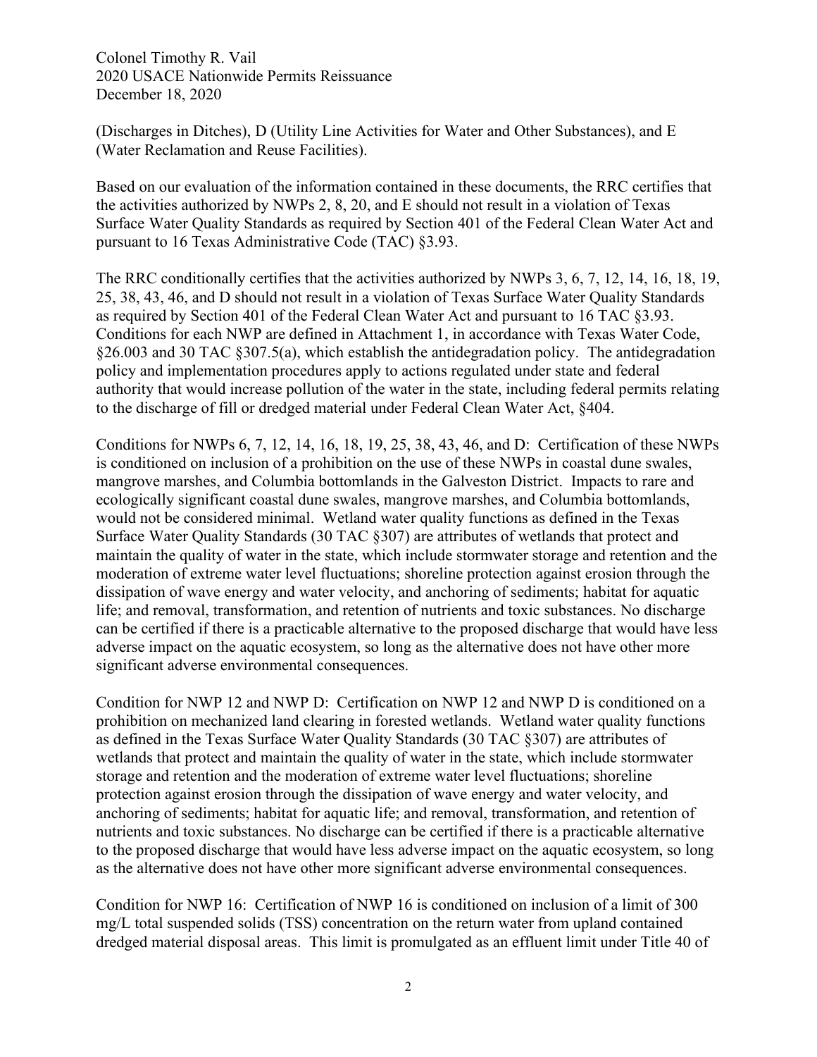(Discharges in Ditches), D (Utility Line Activities for Water and Other Substances), and E (Water Reclamation and Reuse Facilities).

Based on our evaluation of the information contained in these documents, the RRC certifies that the activities authorized by NWPs 2, 8, 20, and E should not result in a violation of Texas Surface Water Quality Standards as required by Section 401 of the Federal Clean Water Act and pursuant to 16 Texas Administrative Code (TAC) §3.93.

The RRC conditionally certifies that the activities authorized by NWPs 3, 6, 7, 12, 14, 16, 18, 19, 25, 38, 43, 46, and D should not result in a violation of Texas Surface Water Quality Standards as required by Section 401 of the Federal Clean Water Act and pursuant to 16 TAC §3.93. Conditions for each NWP are defined in Attachment 1, in accordance with Texas Water Code, §26.003 and 30 TAC §307.5(a), which establish the antidegradation policy. The antidegradation policy and implementation procedures apply to actions regulated under state and federal authority that would increase pollution of the water in the state, including federal permits relating to the discharge of fill or dredged material under Federal Clean Water Act, §404.

Conditions for NWPs 6, 7, 12, 14, 16, 18, 19, 25, 38, 43, 46, and D: Certification of these NWPs is conditioned on inclusion of a prohibition on the use of these NWPs in coastal dune swales, mangrove marshes, and Columbia bottomlands in the Galveston District. Impacts to rare and ecologically significant coastal dune swales, mangrove marshes, and Columbia bottomlands, would not be considered minimal. Wetland water quality functions as defined in the Texas Surface Water Quality Standards (30 TAC §307) are attributes of wetlands that protect and maintain the quality of water in the state, which include stormwater storage and retention and the moderation of extreme water level fluctuations; shoreline protection against erosion through the dissipation of wave energy and water velocity, and anchoring of sediments; habitat for aquatic life; and removal, transformation, and retention of nutrients and toxic substances. No discharge can be certified if there is a practicable alternative to the proposed discharge that would have less adverse impact on the aquatic ecosystem, so long as the alternative does not have other more significant adverse environmental consequences.

Condition for NWP 12 and NWP D: Certification on NWP 12 and NWP D is conditioned on a prohibition on mechanized land clearing in forested wetlands. Wetland water quality functions as defined in the Texas Surface Water Quality Standards (30 TAC §307) are attributes of wetlands that protect and maintain the quality of water in the state, which include stormwater storage and retention and the moderation of extreme water level fluctuations; shoreline protection against erosion through the dissipation of wave energy and water velocity, and anchoring of sediments; habitat for aquatic life; and removal, transformation, and retention of nutrients and toxic substances. No discharge can be certified if there is a practicable alternative to the proposed discharge that would have less adverse impact on the aquatic ecosystem, so long as the alternative does not have other more significant adverse environmental consequences.

Condition for NWP 16: Certification of NWP 16 is conditioned on inclusion of a limit of 300 mg/L total suspended solids (TSS) concentration on the return water from upland contained dredged material disposal areas. This limit is promulgated as an effluent limit under Title 40 of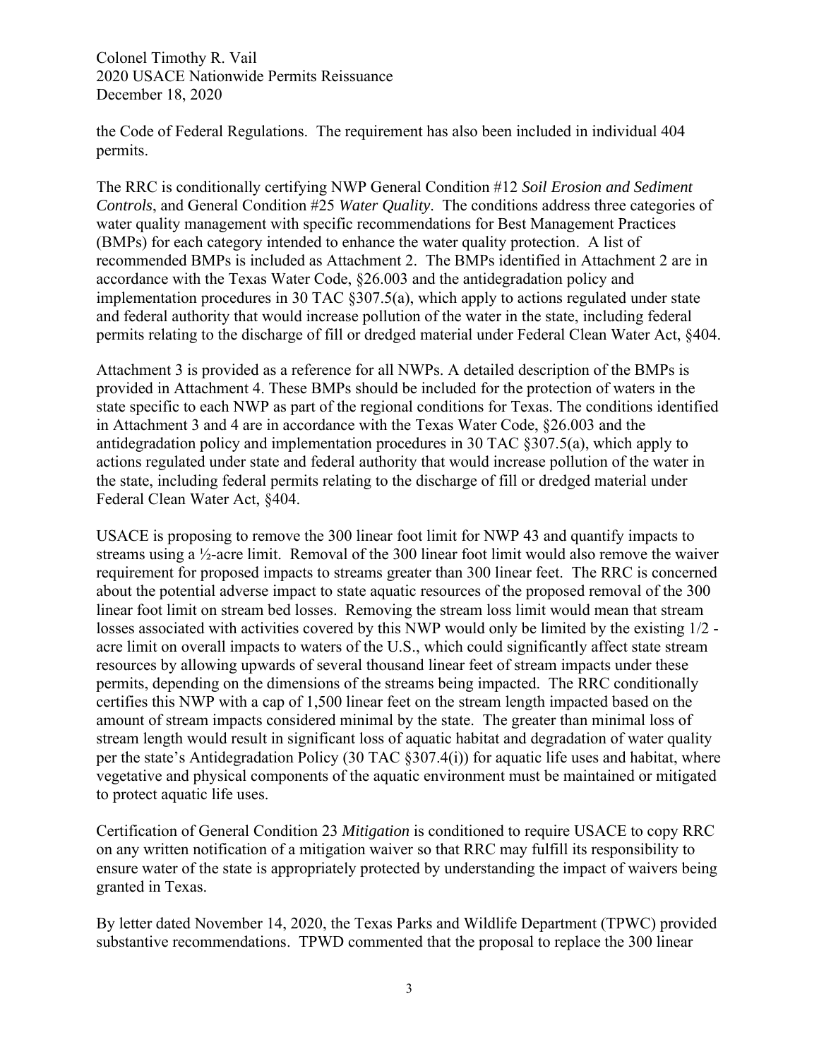the Code of Federal Regulations. The requirement has also been included in individual 404 permits.

The RRC is conditionally certifying NWP General Condition #12 *Soil Erosion and Sediment Controls*, and General Condition #25 *Water Quality*. The conditions address three categories of water quality management with specific recommendations for Best Management Practices (BMPs) for each category intended to enhance the water quality protection. A list of recommended BMPs is included as Attachment 2. The BMPs identified in Attachment 2 are in accordance with the Texas Water Code, §26.003 and the antidegradation policy and implementation procedures in 30 TAC §307.5(a), which apply to actions regulated under state and federal authority that would increase pollution of the water in the state, including federal permits relating to the discharge of fill or dredged material under Federal Clean Water Act, §404.

Attachment 3 is provided as a reference for all NWPs. A detailed description of the BMPs is provided in Attachment 4. These BMPs should be included for the protection of waters in the state specific to each NWP as part of the regional conditions for Texas. The conditions identified in Attachment 3 and 4 are in accordance with the Texas Water Code, §26.003 and the antidegradation policy and implementation procedures in 30 TAC §307.5(a), which apply to actions regulated under state and federal authority that would increase pollution of the water in the state, including federal permits relating to the discharge of fill or dredged material under Federal Clean Water Act, §404.

USACE is proposing to remove the 300 linear foot limit for NWP 43 and quantify impacts to streams using a ½-acre limit. Removal of the 300 linear foot limit would also remove the waiver requirement for proposed impacts to streams greater than 300 linear feet. The RRC is concerned about the potential adverse impact to state aquatic resources of the proposed removal of the 300 linear foot limit on stream bed losses. Removing the stream loss limit would mean that stream losses associated with activities covered by this NWP would only be limited by the existing 1/2 - acre limit on overall impacts to waters of the U.S., which could significantly affect state stream resources by allowing upwards of several thousand linear feet of stream impacts under these permits, depending on the dimensions of the streams being impacted. The RRC conditionally certifies this NWP with a cap of 1,500 linear feet on the stream length impacted based on the amount of stream impacts considered minimal by the state. The greater than minimal loss of stream length would result in significant loss of aquatic habitat and degradation of water quality per the state's Antidegradation Policy (30 TAC §307.4(i)) for aquatic life uses and habitat, where vegetative and physical components of the aquatic environment must be maintained or mitigated to protect aquatic life uses.

Certification of General Condition 23 *Mitigation* is conditioned to require USACE to copy RRC on any written notification of a mitigation waiver so that RRC may fulfill its responsibility to ensure water of the state is appropriately protected by understanding the impact of waivers being granted in Texas.

By letter dated November 14, 2020, the Texas Parks and Wildlife Department (TPWC) provided substantive recommendations. TPWD commented that the proposal to replace the 300 linear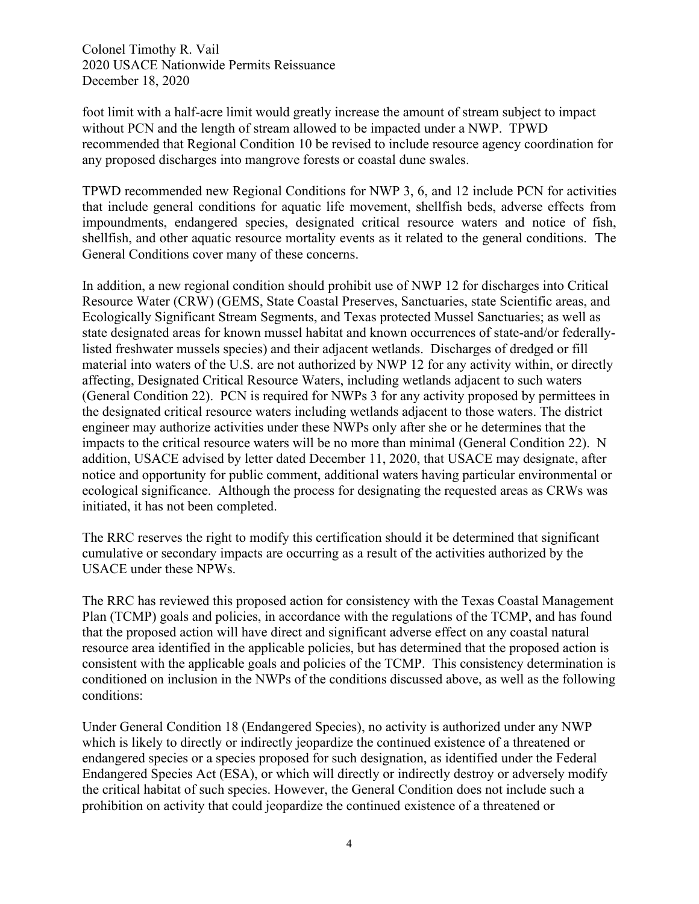foot limit with a half-acre limit would greatly increase the amount of stream subject to impact without PCN and the length of stream allowed to be impacted under a NWP. TPWD recommended that Regional Condition 10 be revised to include resource agency coordination for any proposed discharges into mangrove forests or coastal dune swales.

TPWD recommended new Regional Conditions for NWP 3, 6, and 12 include PCN for activities that include general conditions for aquatic life movement, shellfish beds, adverse effects from impoundments, endangered species, designated critical resource waters and notice of fish, shellfish, and other aquatic resource mortality events as it related to the general conditions. The General Conditions cover many of these concerns.

In addition, a new regional condition should prohibit use of NWP 12 for discharges into Critical Resource Water (CRW) (GEMS, State Coastal Preserves, Sanctuaries, state Scientific areas, and Ecologically Significant Stream Segments, and Texas protected Mussel Sanctuaries; as well as state designated areas for known mussel habitat and known occurrences of state-and/or federally-listed freshwater mussels species) and their adjacent wetlands. Discharges of dredged or fill material into waters of the U.S. are not authorized by NWP 12 for any activity within, or directly affecting, Designated Critical Resource Waters, including wetlands adjacent to such waters (General Condition 22). PCN is required for NWPs 3 for any activity proposed by permittees in the designated critical resource waters including wetlands adjacent to those waters. The district engineer may authorize activities under these NWPs only after she or he determines that the impacts to the critical resource waters will be no more than minimal (General Condition 22). N addition, USACE advised by letter dated December 11, 2020, that USACE may designate, after notice and opportunity for public comment, additional waters having particular environmental or ecological significance. Although the process for designating the requested areas as CRWs was initiated, it has not been completed.

The RRC reserves the right to modify this certification should it be determined that significant cumulative or secondary impacts are occurring as a result of the activities authorized by the USACE under these NPWs.

The RRC has reviewed this proposed action for consistency with the Texas Coastal Management Plan (TCMP) goals and policies, in accordance with the regulations of the TCMP, and has found that the proposed action will have direct and significant adverse effect on any coastal natural resource area identified in the applicable policies, but has determined that the proposed action is consistent with the applicable goals and policies of the TCMP. This consistency determination is conditioned on inclusion in the NWPs of the conditions discussed above, as well as the following conditions:

Under General Condition 18 (Endangered Species), no activity is authorized under any NWP which is likely to directly or indirectly jeopardize the continued existence of a threatened or endangered species or a species proposed for such designation, as identified under the Federal Endangered Species Act (ESA), or which will directly or indirectly destroy or adversely modify the critical habitat of such species. However, the General Condition does not include such a prohibition on activity that could jeopardize the continued existence of a threatened or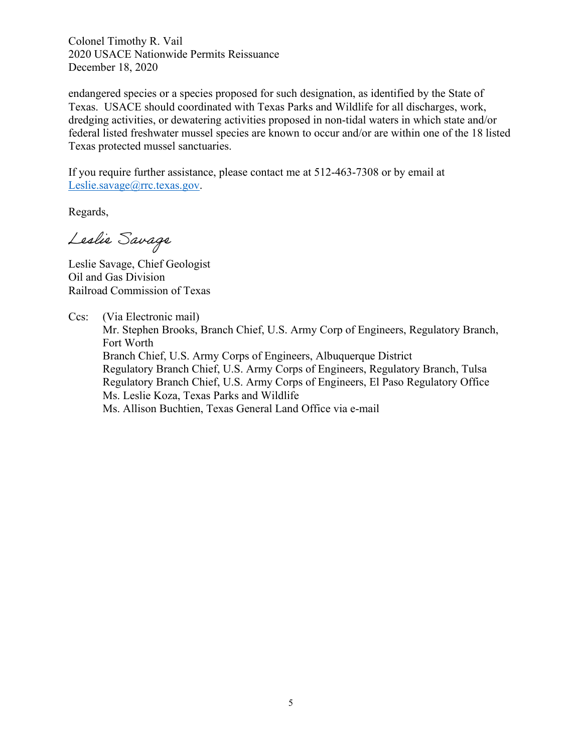endangered species or a species proposed for such designation, as identified by the State of Texas. USACE should coordinated with Texas Parks and Wildlife for all discharges, work, dredging activities, or dewatering activities proposed in non-tidal waters in which state and/or federal listed freshwater mussel species are known to occur and/or are within one of the 18 listed Texas protected mussel sanctuaries.

If you require further assistance, please contact me at 512-463-7308 or by email at Leslie.savage@rrc.texas.gov.

Regards,

*Leslie Savage*

Leslie Savage, Chief Geologist
Oil and Gas Division
Railroad Commission of Texas

Ccs: (Via Electronic mail)
Mr. Stephen Brooks, Branch Chief, U.S. Army Corp of Engineers, Regulatory Branch, Fort Worth
Branch Chief, U.S. Army Corps of Engineers, Albuquerque District
Regulatory Branch Chief, U.S. Army Corps of Engineers, Regulatory Branch, Tulsa
Regulatory Branch Chief, U.S. Army Corps of Engineers, El Paso Regulatory Office
Ms. Leslie Koza, Texas Parks and Wildlife
Ms. Allison Buchtien, Texas General Land Office via e-mail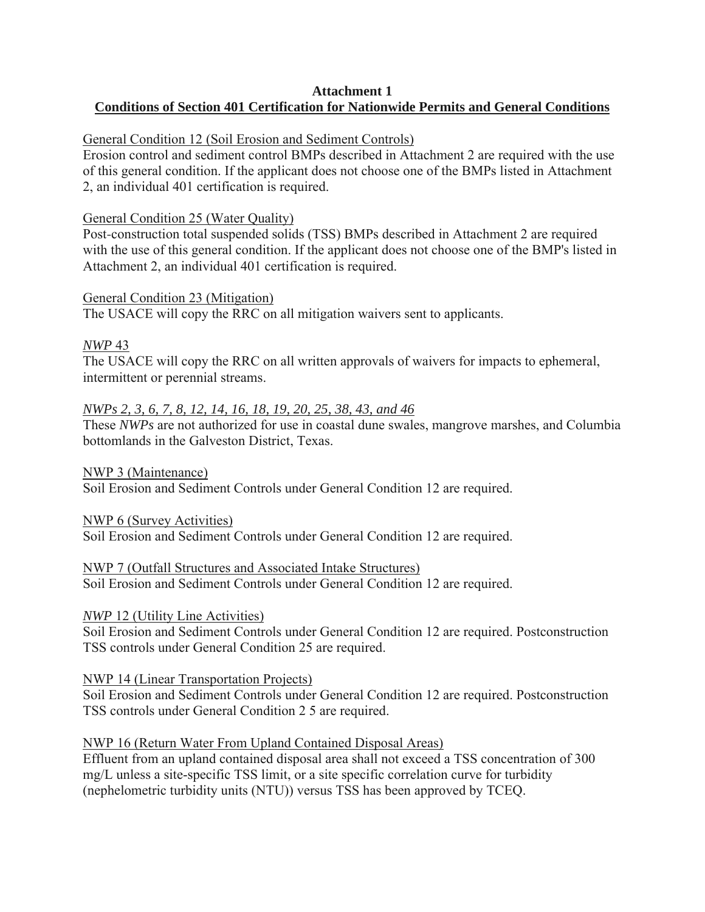**Attachment 1**
**Conditions of Section 401 Certification for Nationwide Permits and General Conditions**

General Condition 12 (Soil Erosion and Sediment Controls)
Erosion control and sediment control BMPs described in Attachment 2 are required with the use of this general condition. If the applicant does not choose one of the BMPs listed in Attachment 2, an individual 401 certification is required.

General Condition 25 (Water Quality)
Post-construction total suspended solids (TSS) BMPs described in Attachment 2 are required with the use of this general condition. If the applicant does not choose one of the BMP's listed in Attachment 2, an individual 401 certification is required.

General Condition 23 (Mitigation)
The USACE will copy the RRC on all mitigation waivers sent to applicants.

*NWP* 43
The USACE will copy the RRC on all written approvals of waivers for impacts to ephemeral, intermittent or perennial streams.

*NWPs 2, 3, 6, 7, 8, 12, 14, 16, 18, 19, 20, 25, 38, 43, and 46*
These *NWPs* are not authorized for use in coastal dune swales, mangrove marshes, and Columbia bottomlands in the Galveston District, Texas.

NWP 3 (Maintenance)
Soil Erosion and Sediment Controls under General Condition 12 are required.

NWP 6 (Survey Activities)
Soil Erosion and Sediment Controls under General Condition 12 are required.

NWP 7 (Outfall Structures and Associated Intake Structures)
Soil Erosion and Sediment Controls under General Condition 12 are required.

*NWP* 12 (Utility Line Activities)
Soil Erosion and Sediment Controls under General Condition 12 are required. Postconstruction TSS controls under General Condition 25 are required.

NWP 14 (Linear Transportation Projects)
Soil Erosion and Sediment Controls under General Condition 12 are required. Postconstruction TSS controls under General Condition 2 5 are required.

NWP 16 (Return Water From Upland Contained Disposal Areas)
Effluent from an upland contained disposal area shall not exceed a TSS concentration of 300 mg/L unless a site-specific TSS limit, or a site specific correlation curve for turbidity (nephelometric turbidity units (NTU)) versus TSS has been approved by TCEQ.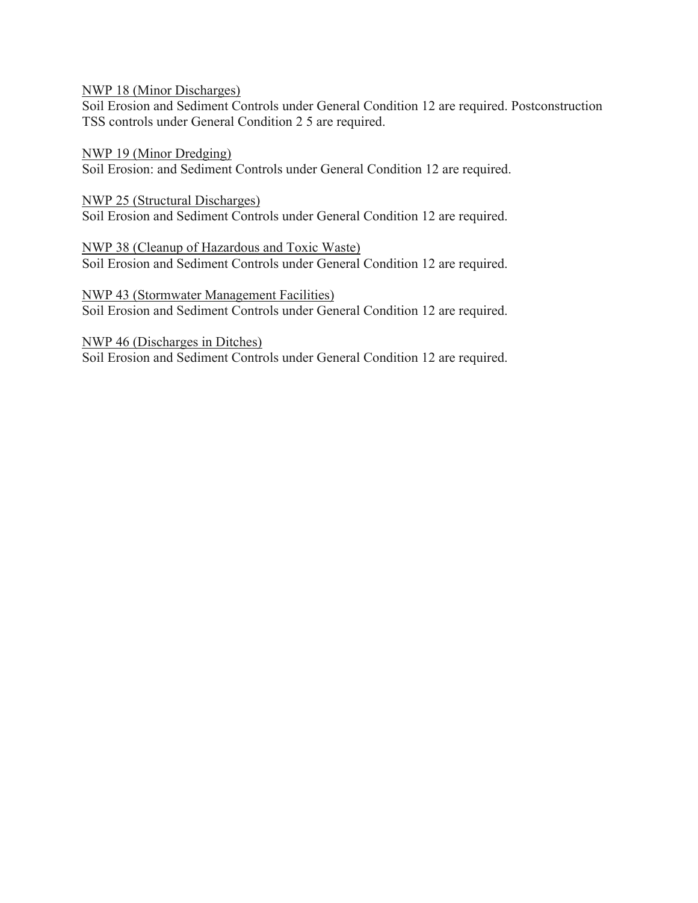NWP 18 (Minor Discharges)
Soil Erosion and Sediment Controls under General Condition 12 are required. Postconstruction TSS controls under General Condition 2 5 are required.

NWP 19 (Minor Dredging)
Soil Erosion: and Sediment Controls under General Condition 12 are required.

NWP 25 (Structural Discharges)
Soil Erosion and Sediment Controls under General Condition 12 are required.

NWP 38 (Cleanup of Hazardous and Toxic Waste)
Soil Erosion and Sediment Controls under General Condition 12 are required.

NWP 43 (Stormwater Management Facilities)
Soil Erosion and Sediment Controls under General Condition 12 are required.

NWP 46 (Discharges in Ditches)
Soil Erosion and Sediment Controls under General Condition 12 are required.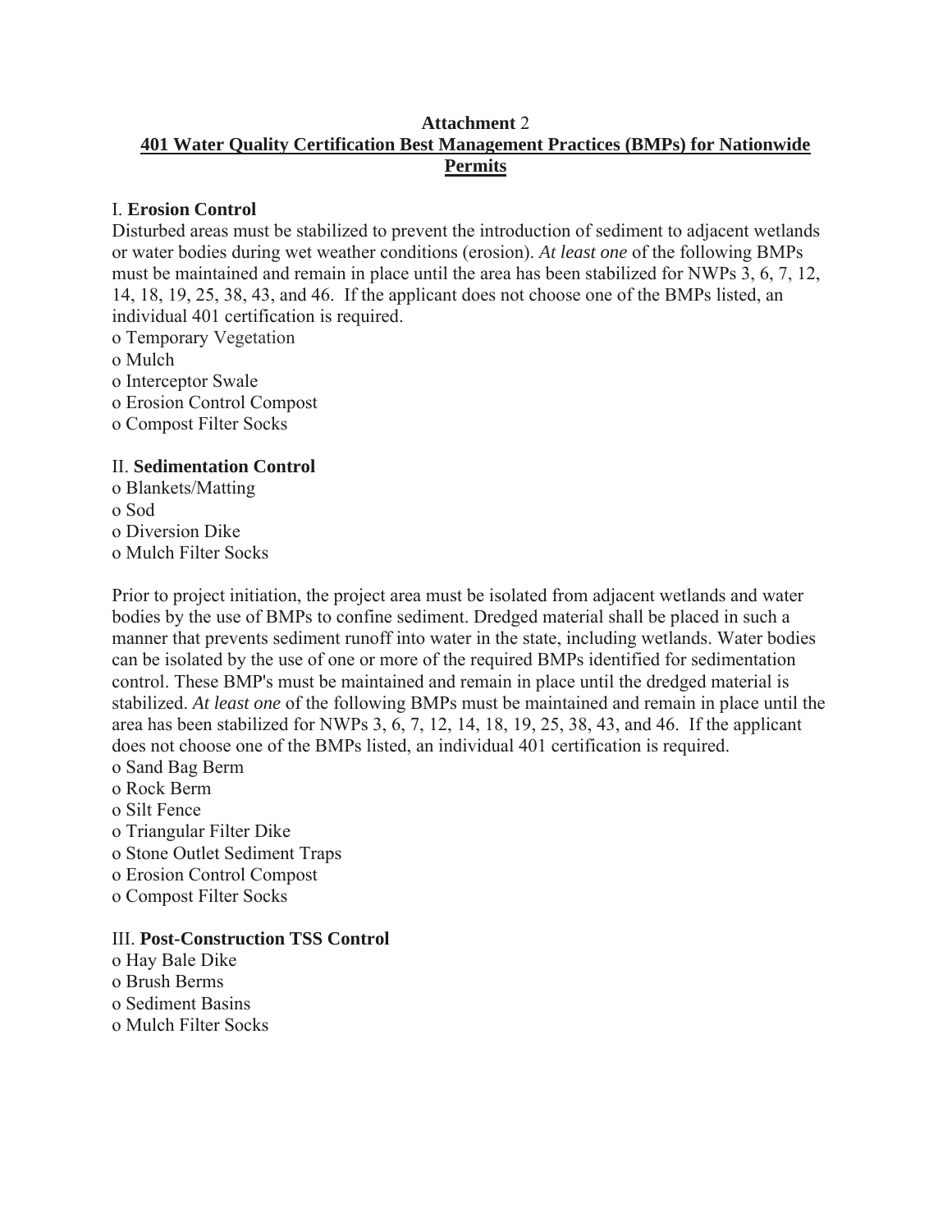**Attachment** 2

**401 Water Quality Certification Best Management Practices (BMPs) for Nationwide Permits**

I. **Erosion Control**

Disturbed areas must be stabilized to prevent the introduction of sediment to adjacent wetlands or water bodies during wet weather conditions (erosion). *At least one* of the following BMPs must be maintained and remain in place until the area has been stabilized for NWPs 3, 6, 7, 12, 14, 18, 19, 25, 38, 43, and 46. If the applicant does not choose one of the BMPs listed, an individual 401 certification is required.

- Temporary Vegetation
- Mulch
- Interceptor Swale
- Erosion Control Compost
- Compost Filter Socks

II. **Sedimentation Control**

- Blankets/Matting
- Sod
- Diversion Dike
- Mulch Filter Socks

Prior to project initiation, the project area must be isolated from adjacent wetlands and water bodies by the use of BMPs to confine sediment. Dredged material shall be placed in such a manner that prevents sediment runoff into water in the state, including wetlands. Water bodies can be isolated by the use of one or more of the required BMPs identified for sedimentation control. These BMP's must be maintained and remain in place until the dredged material is stabilized. *At least one* of the following BMPs must be maintained and remain in place until the area has been stabilized for NWPs 3, 6, 7, 12, 14, 18, 19, 25, 38, 43, and 46. If the applicant does not choose one of the BMPs listed, an individual 401 certification is required.

- Sand Bag Berm
- Rock Berm
- Silt Fence
- Triangular Filter Dike
- Stone Outlet Sediment Traps
- Erosion Control Compost
- Compost Filter Socks

III. **Post-Construction TSS Control**

- Hay Bale Dike
- Brush Berms
- Sediment Basins
- Mulch Filter Socks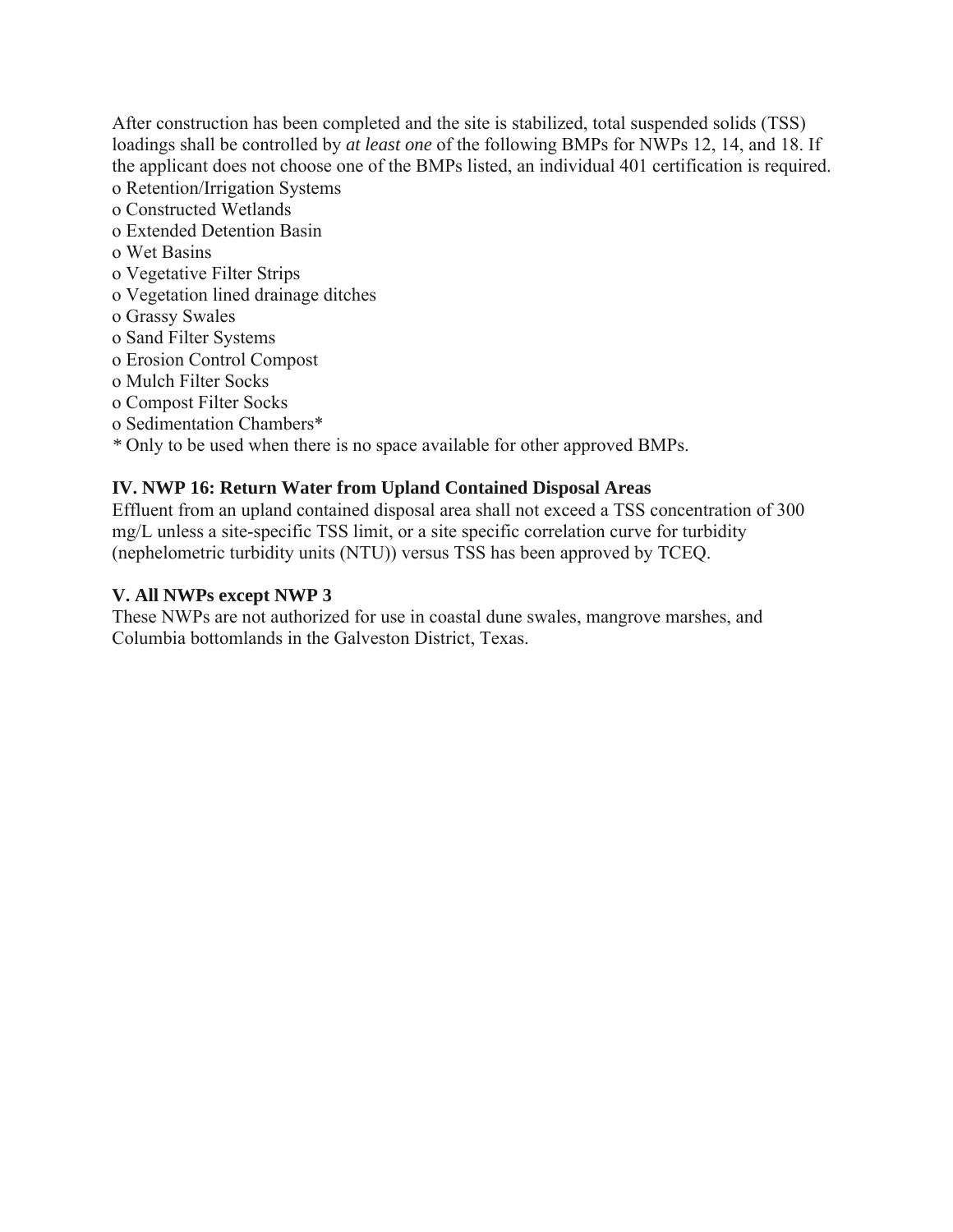After construction has been completed and the site is stabilized, total suspended solids (TSS) loadings shall be controlled by *at least one* of the following BMPs for NWPs 12, 14, and 18. If the applicant does not choose one of the BMPs listed, an individual 401 certification is required.

- Retention/Irrigation Systems
- Constructed Wetlands
- Extended Detention Basin
- Wet Basins
- Vegetative Filter Strips
- Vegetation lined drainage ditches
- Grassy Swales
- Sand Filter Systems
- Erosion Control Compost
- Mulch Filter Socks
- Compost Filter Socks
- Sedimentation Chambers*

\* Only to be used when there is no space available for other approved BMPs.

**IV. NWP 16: Return Water from Upland Contained Disposal Areas**

Effluent from an upland contained disposal area shall not exceed a TSS concentration of 300 mg/L unless a site-specific TSS limit, or a site specific correlation curve for turbidity (nephelometric turbidity units (NTU)) versus TSS has been approved by TCEQ.

**V. All NWPs except NWP 3**

These NWPs are not authorized for use in coastal dune swales, mangrove marshes, and Columbia bottomlands in the Galveston District, Texas.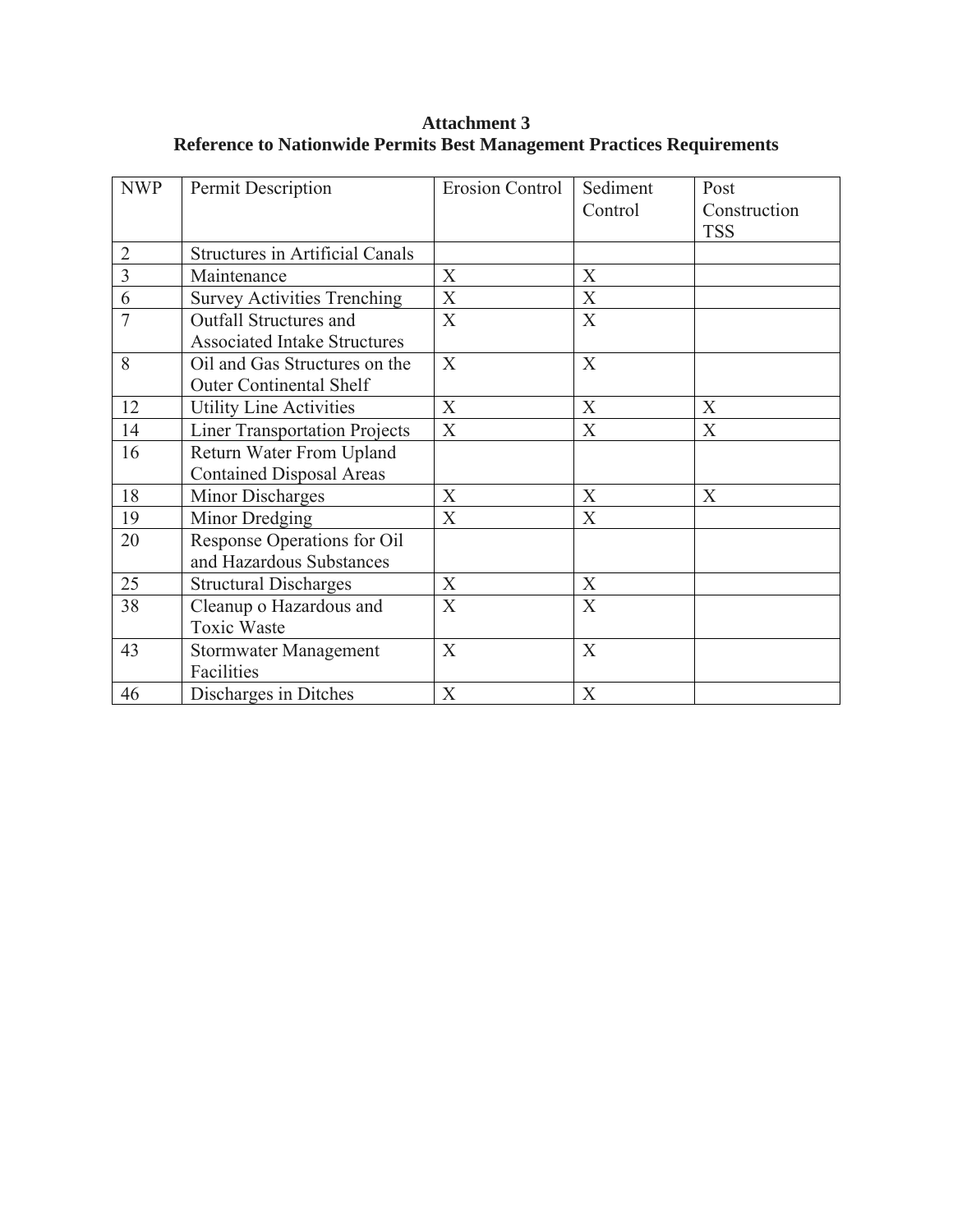**Attachment 3**
**Reference to Nationwide Permits Best Management Practices Requirements**

| NWP | Permit Description | Erosion Control | Sediment Control | Post Construction TSS |
|---|---|---|---|---|
| 2 | Structures in Artificial Canals | | | |
| 3 | Maintenance | X | X | |
| 6 | Survey Activities Trenching | X | X | |
| 7 | Outfall Structures and Associated Intake Structures | X | X | |
| 8 | Oil and Gas Structures on the Outer Continental Shelf | X | X | |
| 12 | Utility Line Activities | X | X | X |
| 14 | Liner Transportation Projects | X | X | X |
| 16 | Return Water From Upland Contained Disposal Areas | | | |
| 18 | Minor Discharges | X | X | X |
| 19 | Minor Dredging | X | X | |
| 20 | Response Operations for Oil and Hazardous Substances | | | |
| 25 | Structural Discharges | X | X | |
| 38 | Cleanup o Hazardous and Toxic Waste | X | X | |
| 43 | Stormwater Management Facilities | X | X | |
| 46 | Discharges in Ditches | X | X | |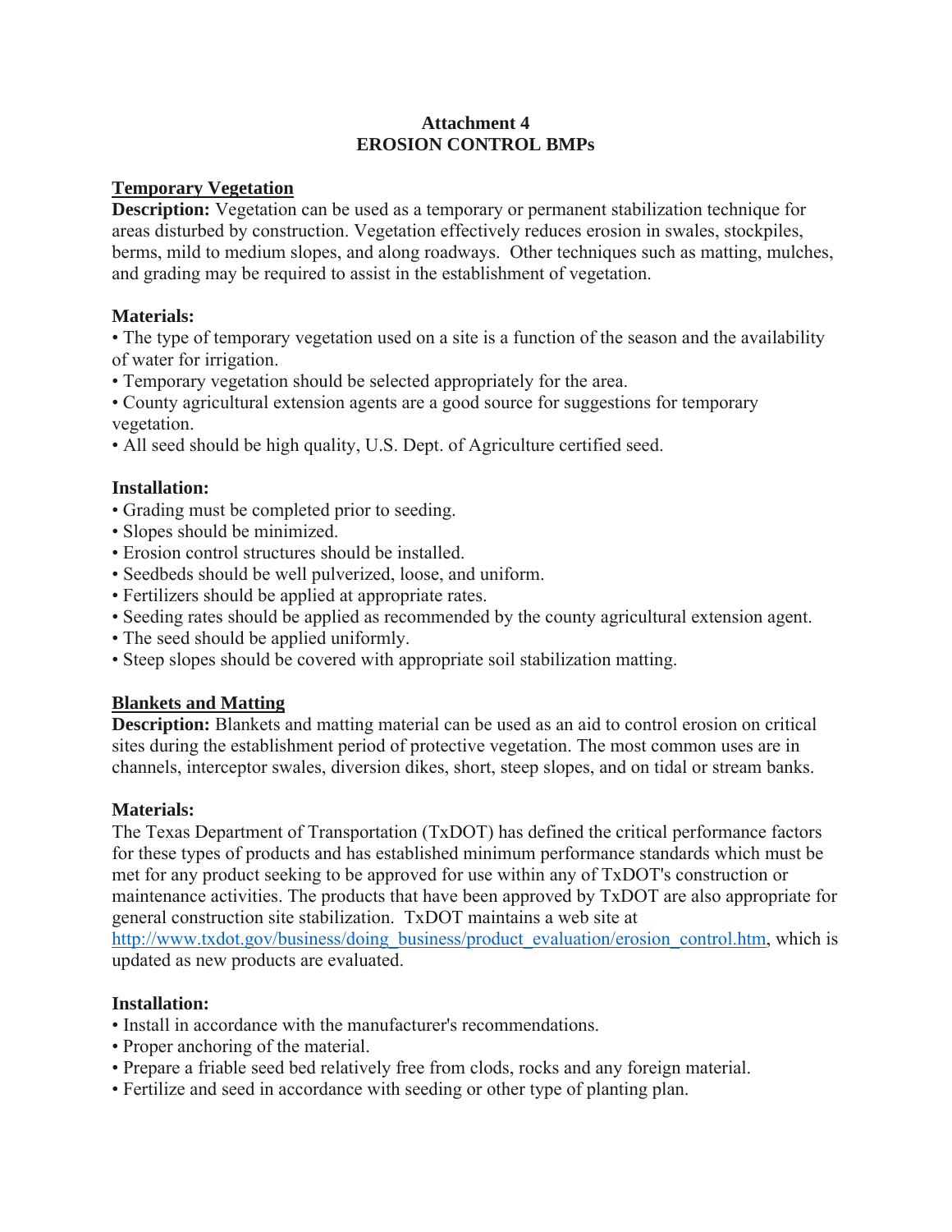# Attachment 4
# EROSION CONTROL BMPs

## Temporary Vegetation

**Description:** Vegetation can be used as a temporary or permanent stabilization technique for areas disturbed by construction. Vegetation effectively reduces erosion in swales, stockpiles, berms, mild to medium slopes, and along roadways. Other techniques such as matting, mulches, and grading may be required to assist in the establishment of vegetation.

### Materials:

- The type of temporary vegetation used on a site is a function of the season and the availability of water for irrigation.
- Temporary vegetation should be selected appropriately for the area.
- County agricultural extension agents are a good source for suggestions for temporary vegetation.
- All seed should be high quality, U.S. Dept. of Agriculture certified seed.

### Installation:

- Grading must be completed prior to seeding.
- Slopes should be minimized.
- Erosion control structures should be installed.
- Seedbeds should be well pulverized, loose, and uniform.
- Fertilizers should be applied at appropriate rates.
- Seeding rates should be applied as recommended by the county agricultural extension agent.
- The seed should be applied uniformly.
- Steep slopes should be covered with appropriate soil stabilization matting.

## Blankets and Matting

**Description:** Blankets and matting material can be used as an aid to control erosion on critical sites during the establishment period of protective vegetation. The most common uses are in channels, interceptor swales, diversion dikes, short, steep slopes, and on tidal or stream banks.

### Materials:

The Texas Department of Transportation (TxDOT) has defined the critical performance factors for these types of products and has established minimum performance standards which must be met for any product seeking to be approved for use within any of TxDOT's construction or maintenance activities. The products that have been approved by TxDOT are also appropriate for general construction site stabilization. TxDOT maintains a web site at http://www.txdot.gov/business/doing_business/product_evaluation/erosion_control.htm, which is updated as new products are evaluated.

### Installation:

- Install in accordance with the manufacturer's recommendations.
- Proper anchoring of the material.
- Prepare a friable seed bed relatively free from clods, rocks and any foreign material.
- Fertilize and seed in accordance with seeding or other type of planting plan.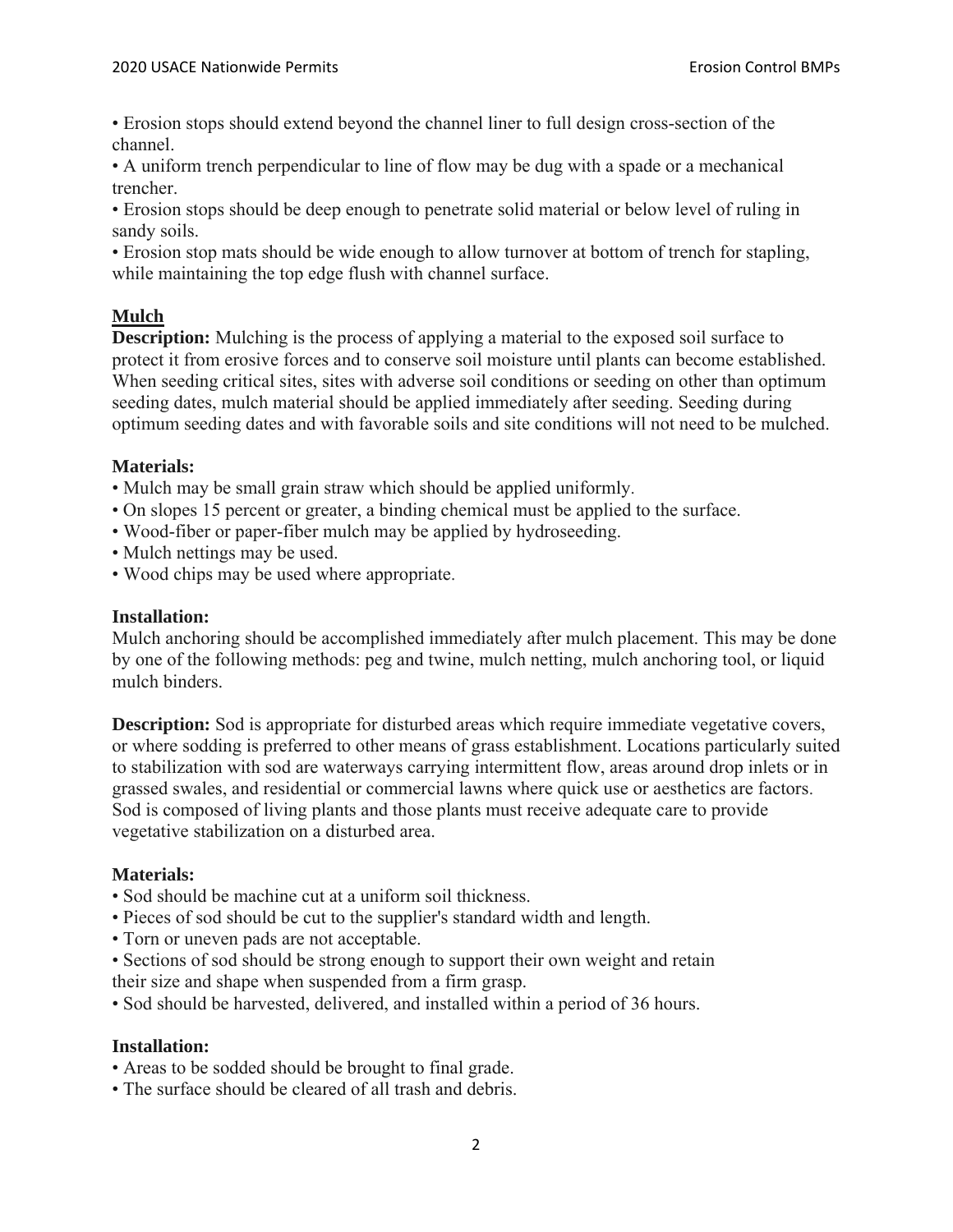• Erosion stops should extend beyond the channel liner to full design cross-section of the channel.

• A uniform trench perpendicular to line of flow may be dug with a spade or a mechanical trencher.

• Erosion stops should be deep enough to penetrate solid material or below level of ruling in sandy soils.

• Erosion stop mats should be wide enough to allow turnover at bottom of trench for stapling, while maintaining the top edge flush with channel surface.

## Mulch

**Description:** Mulching is the process of applying a material to the exposed soil surface to protect it from erosive forces and to conserve soil moisture until plants can become established. When seeding critical sites, sites with adverse soil conditions or seeding on other than optimum seeding dates, mulch material should be applied immediately after seeding. Seeding during optimum seeding dates and with favorable soils and site conditions will not need to be mulched.

### Materials:

- Mulch may be small grain straw which should be applied uniformly.
- On slopes 15 percent or greater, a binding chemical must be applied to the surface.
- Wood-fiber or paper-fiber mulch may be applied by hydroseeding.
- Mulch nettings may be used.
- Wood chips may be used where appropriate.

### Installation:

Mulch anchoring should be accomplished immediately after mulch placement. This may be done by one of the following methods: peg and twine, mulch netting, mulch anchoring tool, or liquid mulch binders.

**Description:** Sod is appropriate for disturbed areas which require immediate vegetative covers, or where sodding is preferred to other means of grass establishment. Locations particularly suited to stabilization with sod are waterways carrying intermittent flow, areas around drop inlets or in grassed swales, and residential or commercial lawns where quick use or aesthetics are factors. Sod is composed of living plants and those plants must receive adequate care to provide vegetative stabilization on a disturbed area.

### Materials:

- Sod should be machine cut at a uniform soil thickness.
- Pieces of sod should be cut to the supplier's standard width and length.
- Torn or uneven pads are not acceptable.
- Sections of sod should be strong enough to support their own weight and retain their size and shape when suspended from a firm grasp.
- Sod should be harvested, delivered, and installed within a period of 36 hours.

### Installation:

- Areas to be sodded should be brought to final grade.
- The surface should be cleared of all trash and debris.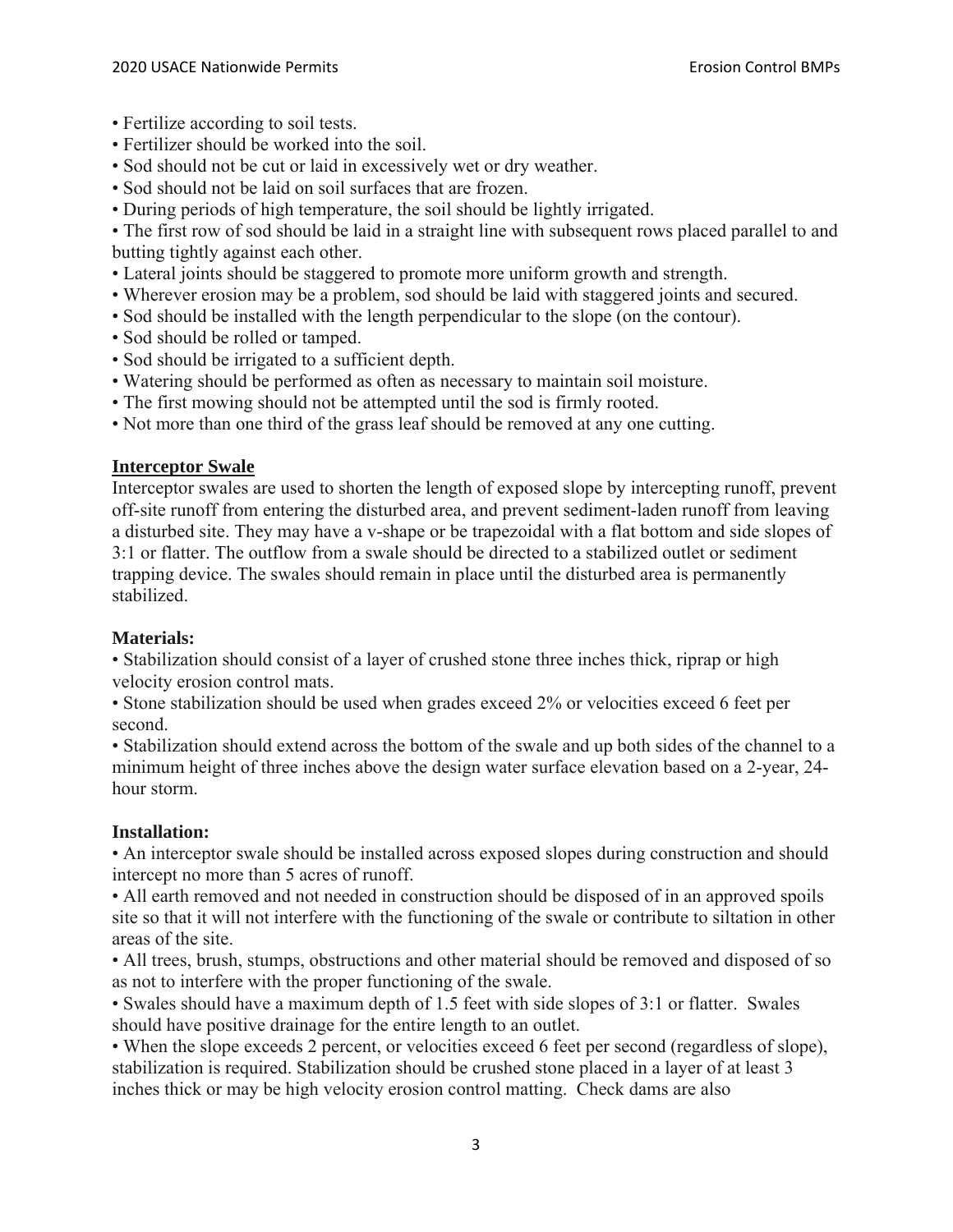- Fertilize according to soil tests.
- Fertilizer should be worked into the soil.
- Sod should not be cut or laid in excessively wet or dry weather.
- Sod should not be laid on soil surfaces that are frozen.
- During periods of high temperature, the soil should be lightly irrigated.
- The first row of sod should be laid in a straight line with subsequent rows placed parallel to and butting tightly against each other.
- Lateral joints should be staggered to promote more uniform growth and strength.
- Wherever erosion may be a problem, sod should be laid with staggered joints and secured.
- Sod should be installed with the length perpendicular to the slope (on the contour).
- Sod should be rolled or tamped.
- Sod should be irrigated to a sufficient depth.
- Watering should be performed as often as necessary to maintain soil moisture.
- The first mowing should not be attempted until the sod is firmly rooted.
- Not more than one third of the grass leaf should be removed at any one cutting.

## Interceptor Swale

Interceptor swales are used to shorten the length of exposed slope by intercepting runoff, prevent off-site runoff from entering the disturbed area, and prevent sediment-laden runoff from leaving a disturbed site. They may have a v-shape or be trapezoidal with a flat bottom and side slopes of 3:1 or flatter. The outflow from a swale should be directed to a stabilized outlet or sediment trapping device. The swales should remain in place until the disturbed area is permanently stabilized.

### Materials:

- Stabilization should consist of a layer of crushed stone three inches thick, riprap or high velocity erosion control mats.
- Stone stabilization should be used when grades exceed 2% or velocities exceed 6 feet per second.
- Stabilization should extend across the bottom of the swale and up both sides of the channel to a minimum height of three inches above the design water surface elevation based on a 2-year, 24-hour storm.

### Installation:

- An interceptor swale should be installed across exposed slopes during construction and should intercept no more than 5 acres of runoff.
- All earth removed and not needed in construction should be disposed of in an approved spoils site so that it will not interfere with the functioning of the swale or contribute to siltation in other areas of the site.
- All trees, brush, stumps, obstructions and other material should be removed and disposed of so as not to interfere with the proper functioning of the swale.
- Swales should have a maximum depth of 1.5 feet with side slopes of 3:1 or flatter. Swales should have positive drainage for the entire length to an outlet.
- When the slope exceeds 2 percent, or velocities exceed 6 feet per second (regardless of slope), stabilization is required. Stabilization should be crushed stone placed in a layer of at least 3 inches thick or may be high velocity erosion control matting. Check dams are also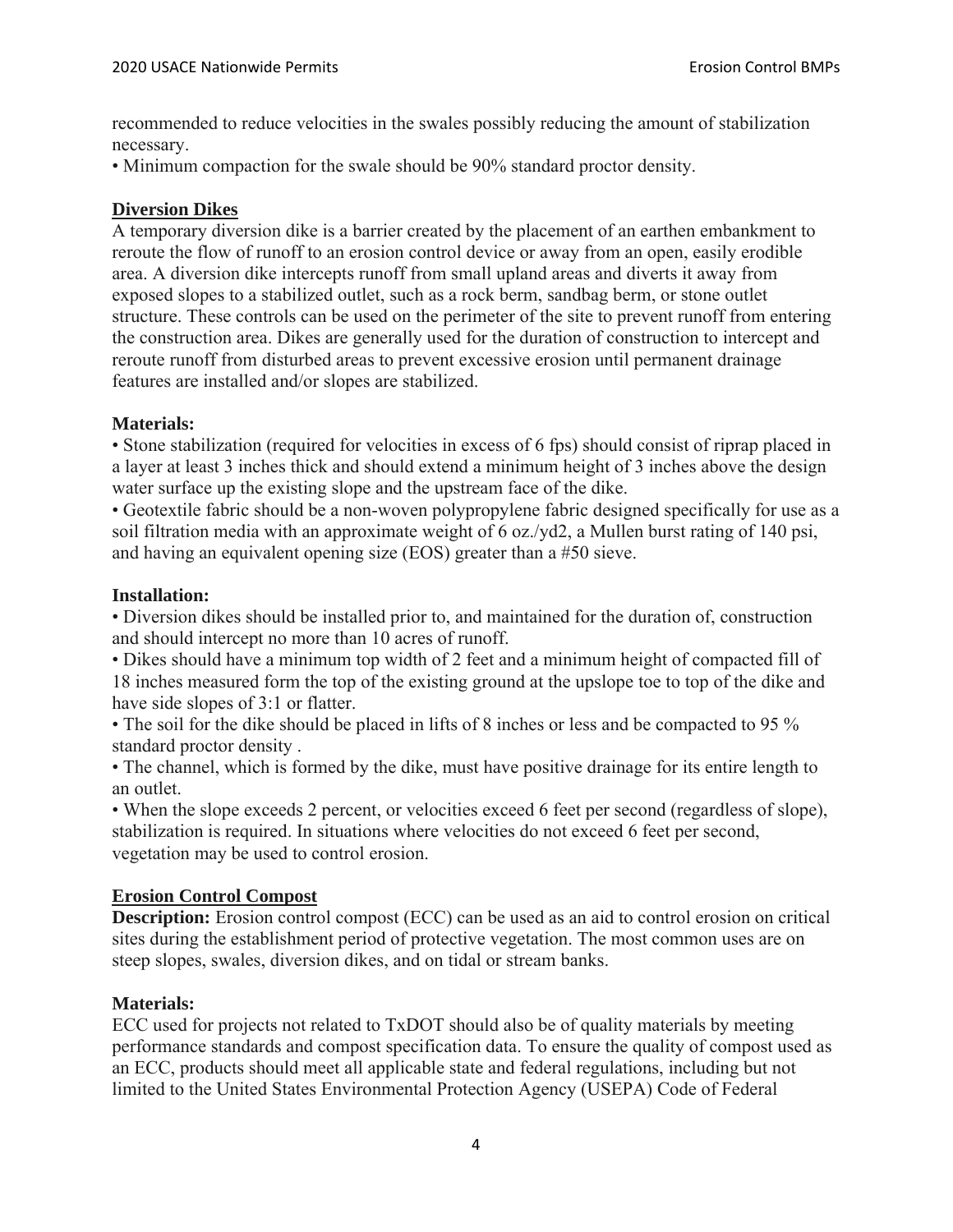recommended to reduce velocities in the swales possibly reducing the amount of stabilization necessary.

• Minimum compaction for the swale should be 90% standard proctor density.

## Diversion Dikes

A temporary diversion dike is a barrier created by the placement of an earthen embankment to reroute the flow of runoff to an erosion control device or away from an open, easily erodible area. A diversion dike intercepts runoff from small upland areas and diverts it away from exposed slopes to a stabilized outlet, such as a rock berm, sandbag berm, or stone outlet structure. These controls can be used on the perimeter of the site to prevent runoff from entering the construction area. Dikes are generally used for the duration of construction to intercept and reroute runoff from disturbed areas to prevent excessive erosion until permanent drainage features are installed and/or slopes are stabilized.

### Materials:

• Stone stabilization (required for velocities in excess of 6 fps) should consist of riprap placed in a layer at least 3 inches thick and should extend a minimum height of 3 inches above the design water surface up the existing slope and the upstream face of the dike.

• Geotextile fabric should be a non-woven polypropylene fabric designed specifically for use as a soil filtration media with an approximate weight of 6 oz./yd2, a Mullen burst rating of 140 psi, and having an equivalent opening size (EOS) greater than a #50 sieve.

### Installation:

• Diversion dikes should be installed prior to, and maintained for the duration of, construction and should intercept no more than 10 acres of runoff.

• Dikes should have a minimum top width of 2 feet and a minimum height of compacted fill of 18 inches measured form the top of the existing ground at the upslope toe to top of the dike and have side slopes of 3:1 or flatter.

• The soil for the dike should be placed in lifts of 8 inches or less and be compacted to 95 % standard proctor density .

• The channel, which is formed by the dike, must have positive drainage for its entire length to an outlet.

• When the slope exceeds 2 percent, or velocities exceed 6 feet per second (regardless of slope), stabilization is required. In situations where velocities do not exceed 6 feet per second, vegetation may be used to control erosion.

## Erosion Control Compost

**Description:** Erosion control compost (ECC) can be used as an aid to control erosion on critical sites during the establishment period of protective vegetation. The most common uses are on steep slopes, swales, diversion dikes, and on tidal or stream banks.

### Materials:

ECC used for projects not related to TxDOT should also be of quality materials by meeting performance standards and compost specification data. To ensure the quality of compost used as an ECC, products should meet all applicable state and federal regulations, including but not limited to the United States Environmental Protection Agency (USEPA) Code of Federal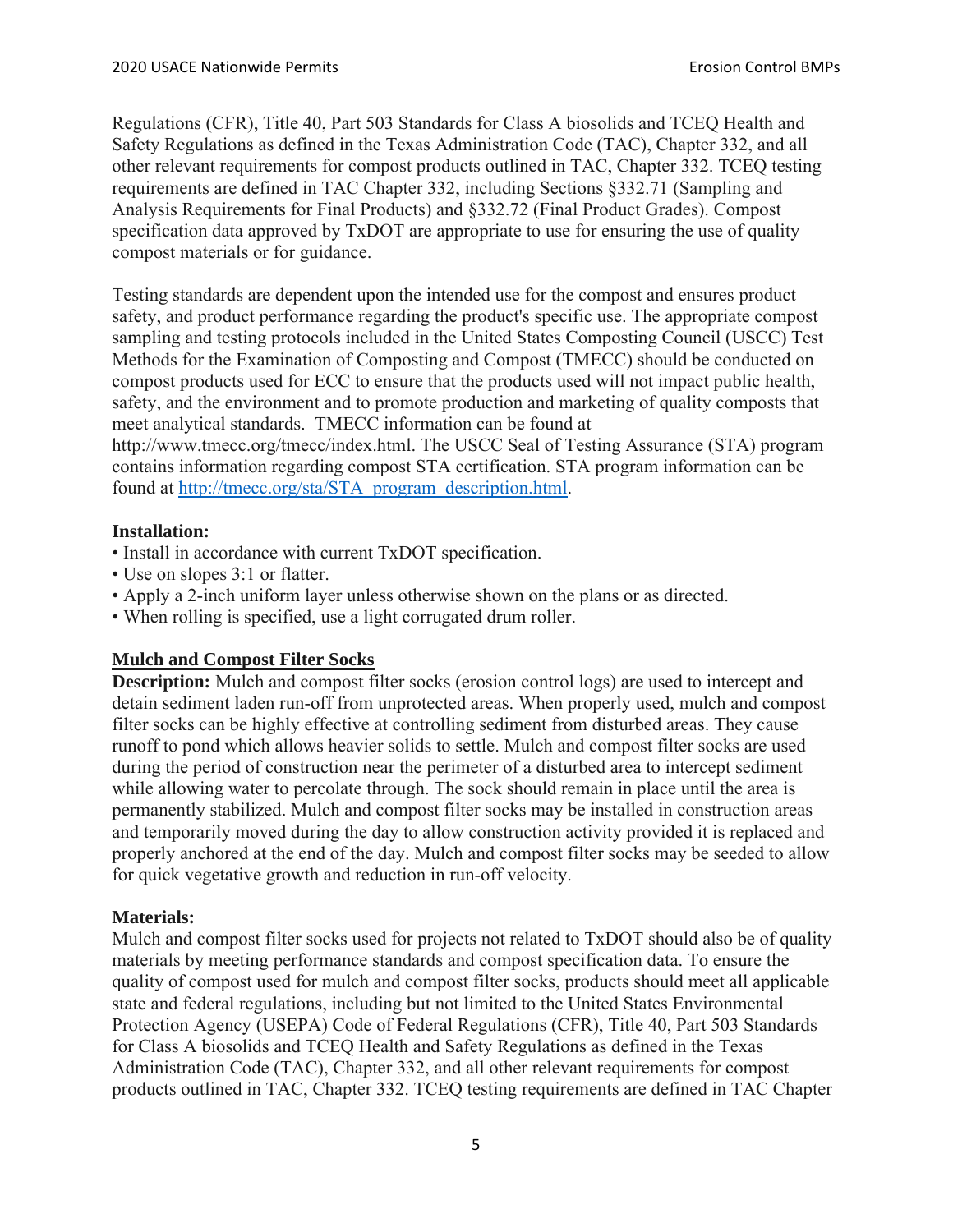Regulations (CFR), Title 40, Part 503 Standards for Class A biosolids and TCEQ Health and Safety Regulations as defined in the Texas Administration Code (TAC), Chapter 332, and all other relevant requirements for compost products outlined in TAC, Chapter 332. TCEQ testing requirements are defined in TAC Chapter 332, including Sections §332.71 (Sampling and Analysis Requirements for Final Products) and §332.72 (Final Product Grades). Compost specification data approved by TxDOT are appropriate to use for ensuring the use of quality compost materials or for guidance.

Testing standards are dependent upon the intended use for the compost and ensures product safety, and product performance regarding the product's specific use. The appropriate compost sampling and testing protocols included in the United States Composting Council (USCC) Test Methods for the Examination of Composting and Compost (TMECC) should be conducted on compost products used for ECC to ensure that the products used will not impact public health, safety, and the environment and to promote production and marketing of quality composts that meet analytical standards. TMECC information can be found at http://www.tmecc.org/tmecc/index.html. The USCC Seal of Testing Assurance (STA) program contains information regarding compost STA certification. STA program information can be found at [http://tmecc.org/sta/STA_program_description.html](http://tmecc.org/sta/STA_program_description.html).

**Installation:**

- Install in accordance with current TxDOT specification.
- Use on slopes 3:1 or flatter.
- Apply a 2-inch uniform layer unless otherwise shown on the plans or as directed.
- When rolling is specified, use a light corrugated drum roller.

**Mulch and Compost Filter Socks**

**Description:** Mulch and compost filter socks (erosion control logs) are used to intercept and detain sediment laden run-off from unprotected areas. When properly used, mulch and compost filter socks can be highly effective at controlling sediment from disturbed areas. They cause runoff to pond which allows heavier solids to settle. Mulch and compost filter socks are used during the period of construction near the perimeter of a disturbed area to intercept sediment while allowing water to percolate through. The sock should remain in place until the area is permanently stabilized. Mulch and compost filter socks may be installed in construction areas and temporarily moved during the day to allow construction activity provided it is replaced and properly anchored at the end of the day. Mulch and compost filter socks may be seeded to allow for quick vegetative growth and reduction in run-off velocity.

**Materials:**

Mulch and compost filter socks used for projects not related to TxDOT should also be of quality materials by meeting performance standards and compost specification data. To ensure the quality of compost used for mulch and compost filter socks, products should meet all applicable state and federal regulations, including but not limited to the United States Environmental Protection Agency (USEPA) Code of Federal Regulations (CFR), Title 40, Part 503 Standards for Class A biosolids and TCEQ Health and Safety Regulations as defined in the Texas Administration Code (TAC), Chapter 332, and all other relevant requirements for compost products outlined in TAC, Chapter 332. TCEQ testing requirements are defined in TAC Chapter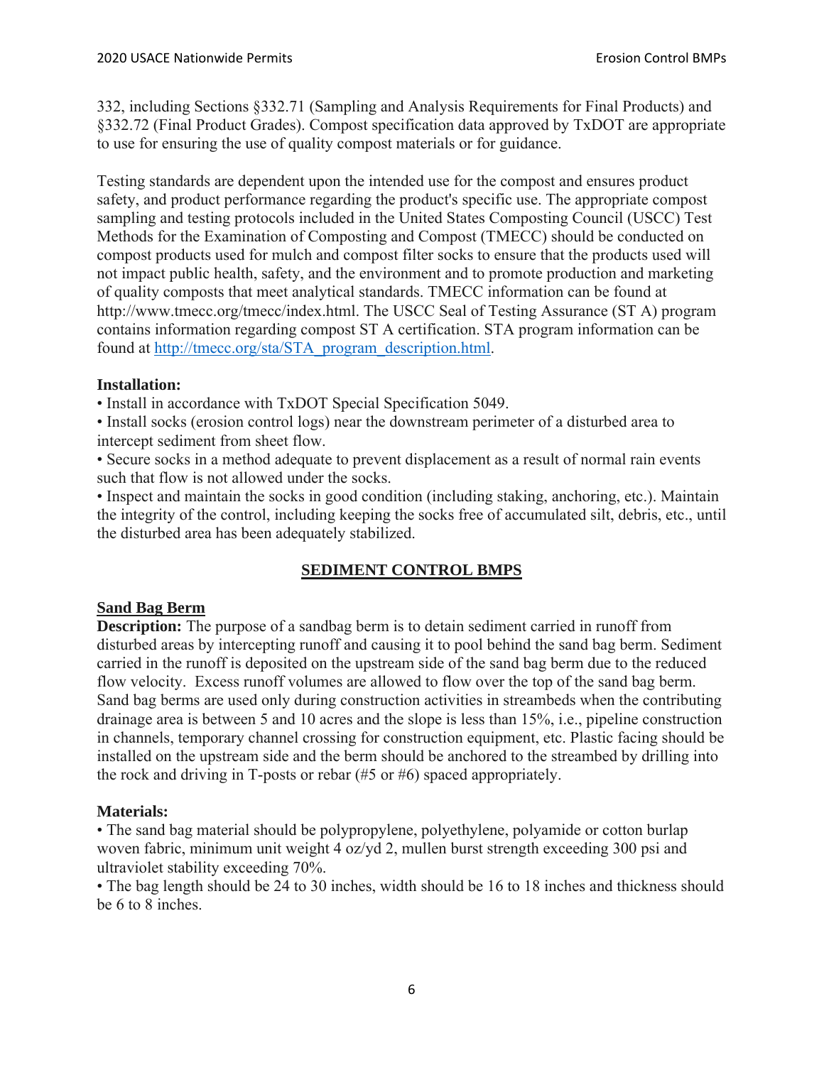332, including Sections §332.71 (Sampling and Analysis Requirements for Final Products) and §332.72 (Final Product Grades). Compost specification data approved by TxDOT are appropriate to use for ensuring the use of quality compost materials or for guidance.

Testing standards are dependent upon the intended use for the compost and ensures product safety, and product performance regarding the product's specific use. The appropriate compost sampling and testing protocols included in the United States Composting Council (USCC) Test Methods for the Examination of Composting and Compost (TMECC) should be conducted on compost products used for mulch and compost filter socks to ensure that the products used will not impact public health, safety, and the environment and to promote production and marketing of quality composts that meet analytical standards. TMECC information can be found at http://www.tmecc.org/tmecc/index.html. The USCC Seal of Testing Assurance (ST A) program contains information regarding compost ST A certification. STA program information can be found at [http://tmecc.org/sta/STA_program_description.html](http://tmecc.org/sta/STA_program_description.html).

**Installation:**

- Install in accordance with TxDOT Special Specification 5049.
- Install socks (erosion control logs) near the downstream perimeter of a disturbed area to intercept sediment from sheet flow.
- Secure socks in a method adequate to prevent displacement as a result of normal rain events such that flow is not allowed under the socks.
- Inspect and maintain the socks in good condition (including staking, anchoring, etc.). Maintain the integrity of the control, including keeping the socks free of accumulated silt, debris, etc., until the disturbed area has been adequately stabilized.

## SEDIMENT CONTROL BMPS

### Sand Bag Berm

**Description:** The purpose of a sandbag berm is to detain sediment carried in runoff from disturbed areas by intercepting runoff and causing it to pool behind the sand bag berm. Sediment carried in the runoff is deposited on the upstream side of the sand bag berm due to the reduced flow velocity. Excess runoff volumes are allowed to flow over the top of the sand bag berm. Sand bag berms are used only during construction activities in streambeds when the contributing drainage area is between 5 and 10 acres and the slope is less than 15%, i.e., pipeline construction in channels, temporary channel crossing for construction equipment, etc. Plastic facing should be installed on the upstream side and the berm should be anchored to the streambed by drilling into the rock and driving in T-posts or rebar (#5 or #6) spaced appropriately.

**Materials:**

- The sand bag material should be polypropylene, polyethylene, polyamide or cotton burlap woven fabric, minimum unit weight 4 oz/yd 2, mullen burst strength exceeding 300 psi and ultraviolet stability exceeding 70%.
- The bag length should be 24 to 30 inches, width should be 16 to 18 inches and thickness should be 6 to 8 inches.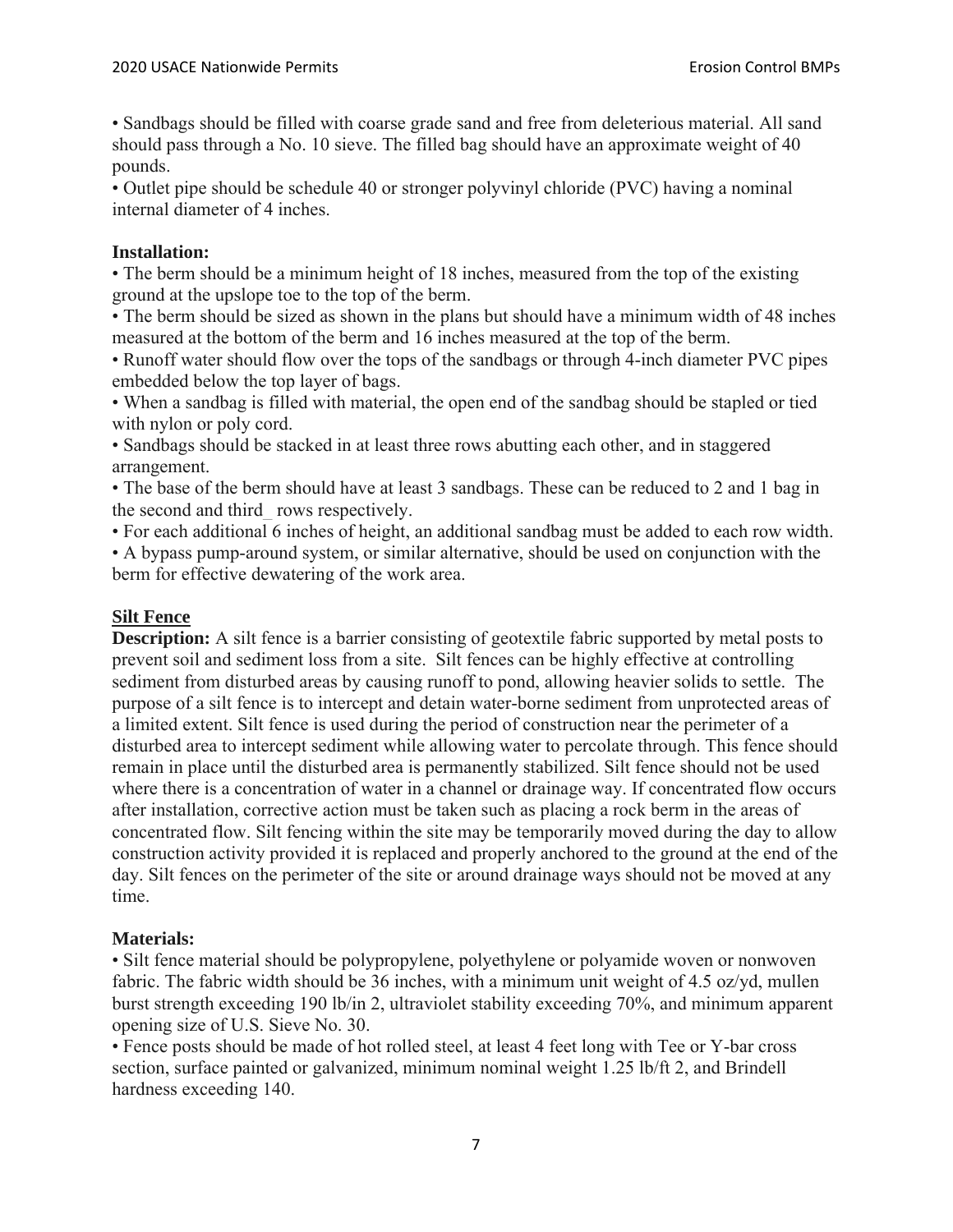• Sandbags should be filled with coarse grade sand and free from deleterious material. All sand should pass through a No. 10 sieve. The filled bag should have an approximate weight of 40 pounds.
• Outlet pipe should be schedule 40 or stronger polyvinyl chloride (PVC) having a nominal internal diameter of 4 inches.

**Installation:**
• The berm should be a minimum height of 18 inches, measured from the top of the existing ground at the upslope toe to the top of the berm.
• The berm should be sized as shown in the plans but should have a minimum width of 48 inches measured at the bottom of the berm and 16 inches measured at the top of the berm.
• Runoff water should flow over the tops of the sandbags or through 4-inch diameter PVC pipes embedded below the top layer of bags.
• When a sandbag is filled with material, the open end of the sandbag should be stapled or tied with nylon or poly cord.
• Sandbags should be stacked in at least three rows abutting each other, and in staggered arrangement.
• The base of the berm should have at least 3 sandbags. These can be reduced to 2 and 1 bag in the second and third_ rows respectively.
• For each additional 6 inches of height, an additional sandbag must be added to each row width.
• A bypass pump-around system, or similar alternative, should be used on conjunction with the berm for effective dewatering of the work area.

## Silt Fence

**Description:** A silt fence is a barrier consisting of geotextile fabric supported by metal posts to prevent soil and sediment loss from a site. Silt fences can be highly effective at controlling sediment from disturbed areas by causing runoff to pond, allowing heavier solids to settle. The purpose of a silt fence is to intercept and detain water-borne sediment from unprotected areas of a limited extent. Silt fence is used during the period of construction near the perimeter of a disturbed area to intercept sediment while allowing water to percolate through. This fence should remain in place until the disturbed area is permanently stabilized. Silt fence should not be used where there is a concentration of water in a channel or drainage way. If concentrated flow occurs after installation, corrective action must be taken such as placing a rock berm in the areas of concentrated flow. Silt fencing within the site may be temporarily moved during the day to allow construction activity provided it is replaced and properly anchored to the ground at the end of the day. Silt fences on the perimeter of the site or around drainage ways should not be moved at any time.

**Materials:**
• Silt fence material should be polypropylene, polyethylene or polyamide woven or nonwoven fabric. The fabric width should be 36 inches, with a minimum unit weight of 4.5 oz/yd, mullen burst strength exceeding 190 lb/in 2, ultraviolet stability exceeding 70%, and minimum apparent opening size of U.S. Sieve No. 30.
• Fence posts should be made of hot rolled steel, at least 4 feet long with Tee or Y-bar cross section, surface painted or galvanized, minimum nominal weight 1.25 lb/ft 2, and Brindell hardness exceeding 140.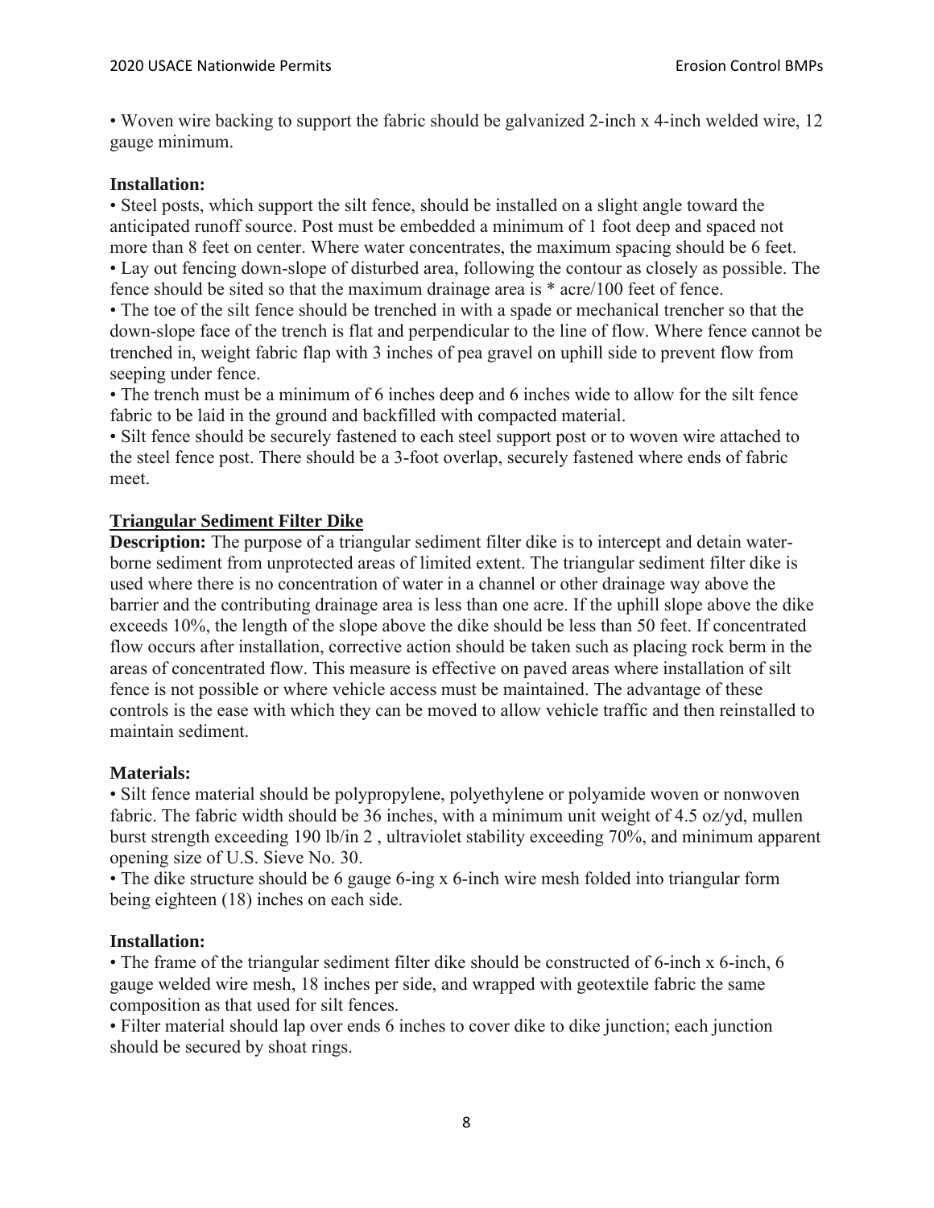• Woven wire backing to support the fabric should be galvanized 2-inch x 4-inch welded wire, 12 gauge minimum.

**Installation:**

• Steel posts, which support the silt fence, should be installed on a slight angle toward the anticipated runoff source. Post must be embedded a minimum of 1 foot deep and spaced not more than 8 feet on center. Where water concentrates, the maximum spacing should be 6 feet.
• Lay out fencing down-slope of disturbed area, following the contour as closely as possible. The fence should be sited so that the maximum drainage area is * acre/100 feet of fence.
• The toe of the silt fence should be trenched in with a spade or mechanical trencher so that the down-slope face of the trench is flat and perpendicular to the line of flow. Where fence cannot be trenched in, weight fabric flap with 3 inches of pea gravel on uphill side to prevent flow from seeping under fence.
• The trench must be a minimum of 6 inches deep and 6 inches wide to allow for the silt fence fabric to be laid in the ground and backfilled with compacted material.
• Silt fence should be securely fastened to each steel support post or to woven wire attached to the steel fence post. There should be a 3-foot overlap, securely fastened where ends of fabric meet.

## Triangular Sediment Filter Dike

**Description:** The purpose of a triangular sediment filter dike is to intercept and detain water-borne sediment from unprotected areas of limited extent. The triangular sediment filter dike is used where there is no concentration of water in a channel or other drainage way above the barrier and the contributing drainage area is less than one acre. If the uphill slope above the dike exceeds 10%, the length of the slope above the dike should be less than 50 feet. If concentrated flow occurs after installation, corrective action should be taken such as placing rock berm in the areas of concentrated flow. This measure is effective on paved areas where installation of silt fence is not possible or where vehicle access must be maintained. The advantage of these controls is the ease with which they can be moved to allow vehicle traffic and then reinstalled to maintain sediment.

**Materials:**

• Silt fence material should be polypropylene, polyethylene or polyamide woven or nonwoven fabric. The fabric width should be 36 inches, with a minimum unit weight of 4.5 oz/yd, mullen burst strength exceeding 190 lb/in 2 , ultraviolet stability exceeding 70%, and minimum apparent opening size of U.S. Sieve No. 30.
• The dike structure should be 6 gauge 6-ing x 6-inch wire mesh folded into triangular form being eighteen (18) inches on each side.

**Installation:**

• The frame of the triangular sediment filter dike should be constructed of 6-inch x 6-inch, 6 gauge welded wire mesh, 18 inches per side, and wrapped with geotextile fabric the same composition as that used for silt fences.
• Filter material should lap over ends 6 inches to cover dike to dike junction; each junction should be secured by shoat rings.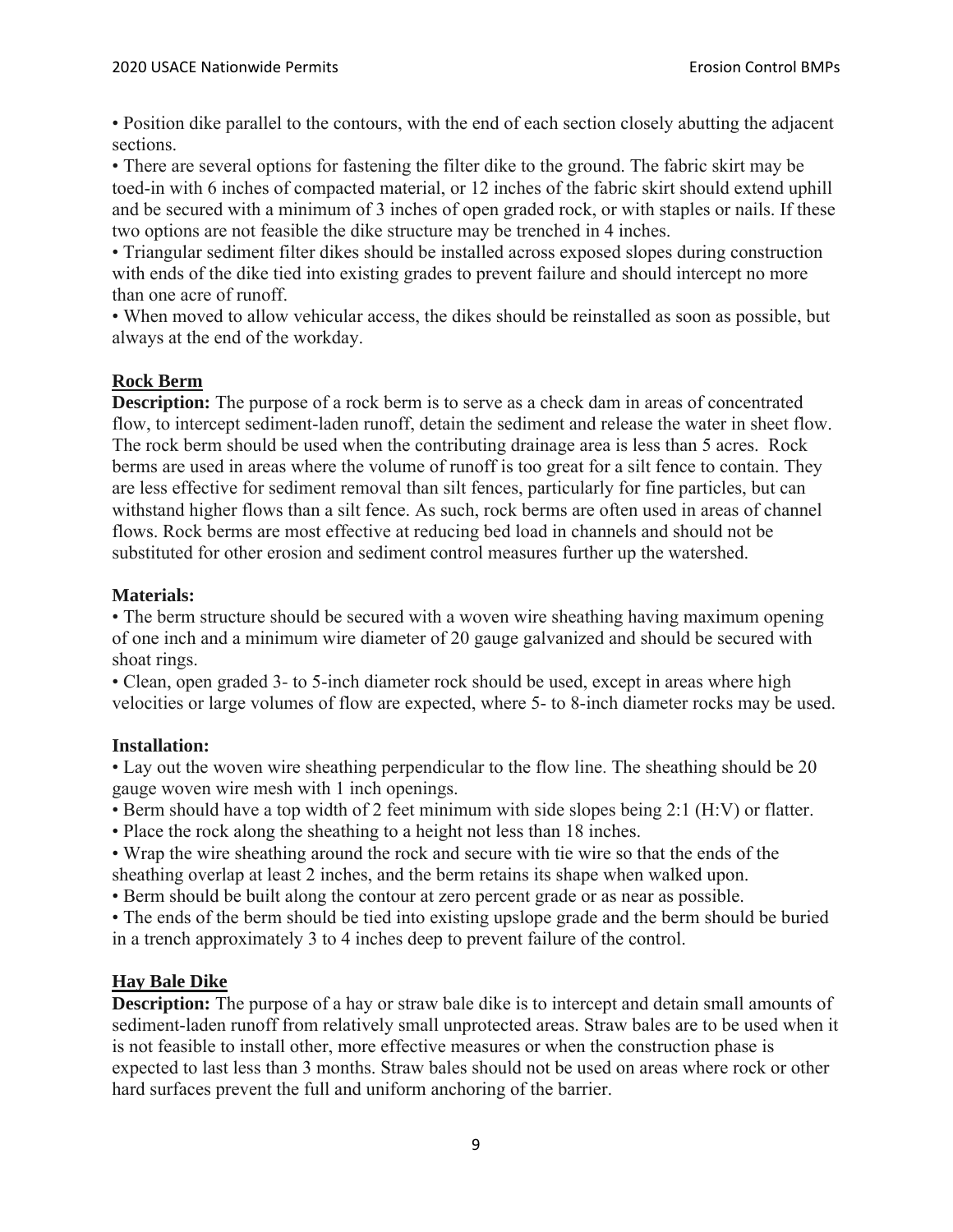- Position dike parallel to the contours, with the end of each section closely abutting the adjacent sections.
- There are several options for fastening the filter dike to the ground. The fabric skirt may be toed-in with 6 inches of compacted material, or 12 inches of the fabric skirt should extend uphill and be secured with a minimum of 3 inches of open graded rock, or with staples or nails. If these two options are not feasible the dike structure may be trenched in 4 inches.
- Triangular sediment filter dikes should be installed across exposed slopes during construction with ends of the dike tied into existing grades to prevent failure and should intercept no more than one acre of runoff.
- When moved to allow vehicular access, the dikes should be reinstalled as soon as possible, but always at the end of the workday.

## Rock Berm

**Description:** The purpose of a rock berm is to serve as a check dam in areas of concentrated flow, to intercept sediment-laden runoff, detain the sediment and release the water in sheet flow. The rock berm should be used when the contributing drainage area is less than 5 acres. Rock berms are used in areas where the volume of runoff is too great for a silt fence to contain. They are less effective for sediment removal than silt fences, particularly for fine particles, but can withstand higher flows than a silt fence. As such, rock berms are often used in areas of channel flows. Rock berms are most effective at reducing bed load in channels and should not be substituted for other erosion and sediment control measures further up the watershed.

**Materials:**

- The berm structure should be secured with a woven wire sheathing having maximum opening of one inch and a minimum wire diameter of 20 gauge galvanized and should be secured with shoat rings.
- Clean, open graded 3- to 5-inch diameter rock should be used, except in areas where high velocities or large volumes of flow are expected, where 5- to 8-inch diameter rocks may be used.

**Installation:**

- Lay out the woven wire sheathing perpendicular to the flow line. The sheathing should be 20 gauge woven wire mesh with 1 inch openings.
- Berm should have a top width of 2 feet minimum with side slopes being 2:1 (H:V) or flatter.
- Place the rock along the sheathing to a height not less than 18 inches.
- Wrap the wire sheathing around the rock and secure with tie wire so that the ends of the sheathing overlap at least 2 inches, and the berm retains its shape when walked upon.
- Berm should be built along the contour at zero percent grade or as near as possible.
- The ends of the berm should be tied into existing upslope grade and the berm should be buried in a trench approximately 3 to 4 inches deep to prevent failure of the control.

## Hay Bale Dike

**Description:** The purpose of a hay or straw bale dike is to intercept and detain small amounts of sediment-laden runoff from relatively small unprotected areas. Straw bales are to be used when it is not feasible to install other, more effective measures or when the construction phase is expected to last less than 3 months. Straw bales should not be used on areas where rock or other hard surfaces prevent the full and uniform anchoring of the barrier.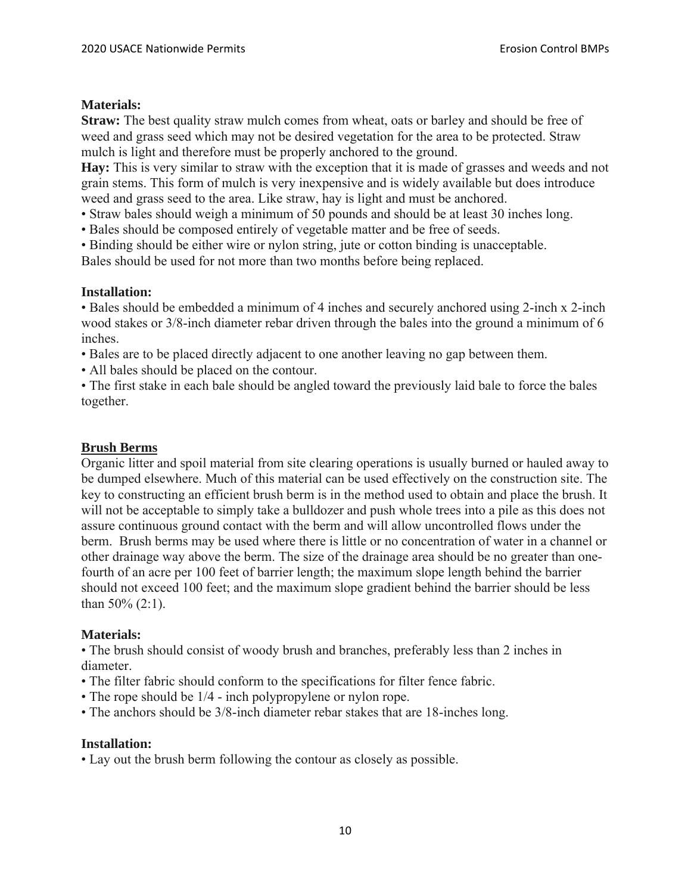**Materials:**

**Straw:** The best quality straw mulch comes from wheat, oats or barley and should be free of weed and grass seed which may not be desired vegetation for the area to be protected. Straw mulch is light and therefore must be properly anchored to the ground.

**Hay:** This is very similar to straw with the exception that it is made of grasses and weeds and not grain stems. This form of mulch is very inexpensive and is widely available but does introduce weed and grass seed to the area. Like straw, hay is light and must be anchored.

- Straw bales should weigh a minimum of 50 pounds and should be at least 30 inches long.
- Bales should be composed entirely of vegetable matter and be free of seeds.
- Binding should be either wire or nylon string, jute or cotton binding is unacceptable.

Bales should be used for not more than two months before being replaced.

**Installation:**

- Bales should be embedded a minimum of 4 inches and securely anchored using 2-inch x 2-inch wood stakes or 3/8-inch diameter rebar driven through the bales into the ground a minimum of 6 inches.
- Bales are to be placed directly adjacent to one another leaving no gap between them.
- All bales should be placed on the contour.
- The first stake in each bale should be angled toward the previously laid bale to force the bales together.

## Brush Berms

Organic litter and spoil material from site clearing operations is usually burned or hauled away to be dumped elsewhere. Much of this material can be used effectively on the construction site. The key to constructing an efficient brush berm is in the method used to obtain and place the brush. It will not be acceptable to simply take a bulldozer and push whole trees into a pile as this does not assure continuous ground contact with the berm and will allow uncontrolled flows under the berm. Brush berms may be used where there is little or no concentration of water in a channel or other drainage way above the berm. The size of the drainage area should be no greater than one-fourth of an acre per 100 feet of barrier length; the maximum slope length behind the barrier should not exceed 100 feet; and the maximum slope gradient behind the barrier should be less than 50% (2:1).

**Materials:**

- The brush should consist of woody brush and branches, preferably less than 2 inches in diameter.
- The filter fabric should conform to the specifications for filter fence fabric.
- The rope should be 1/4 - inch polypropylene or nylon rope.
- The anchors should be 3/8-inch diameter rebar stakes that are 18-inches long.

**Installation:**

- Lay out the brush berm following the contour as closely as possible.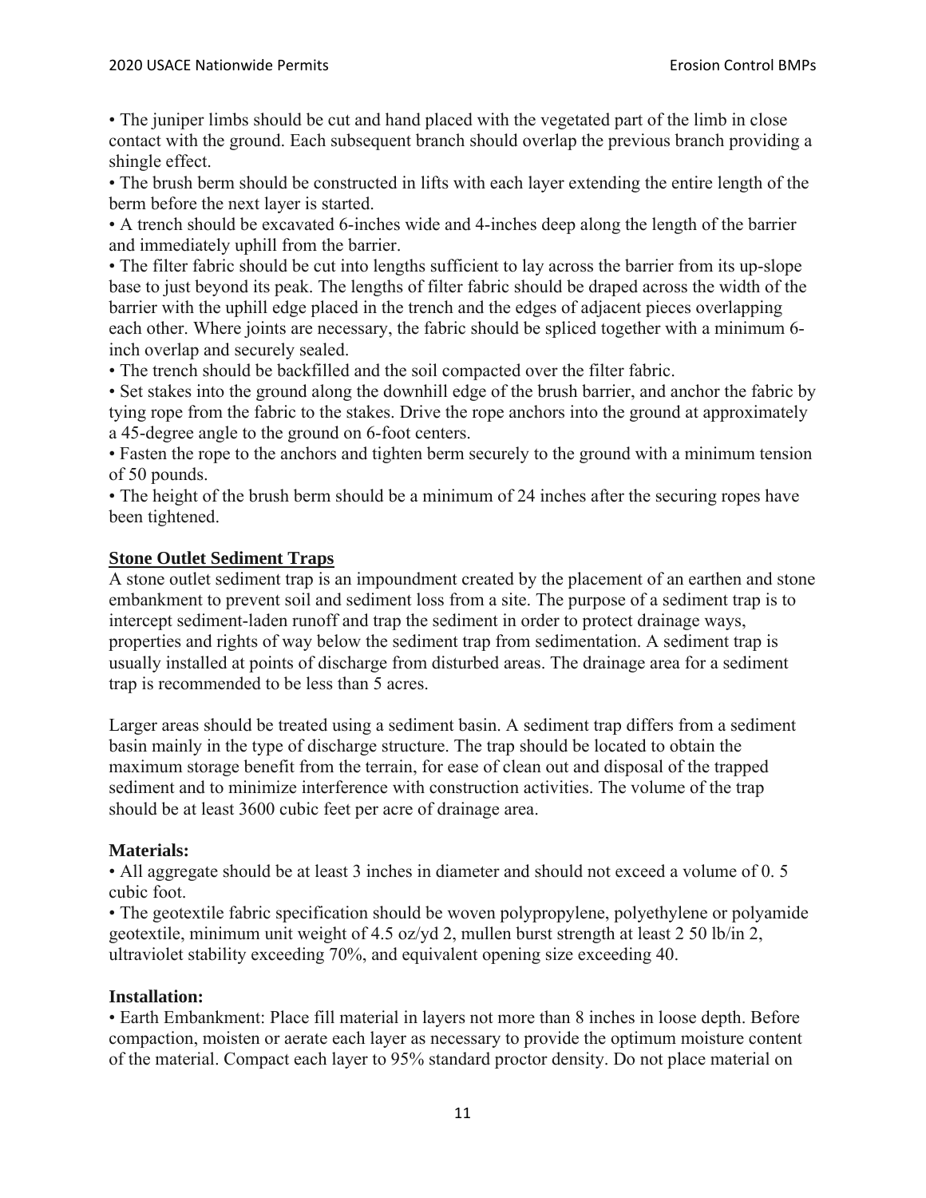• The juniper limbs should be cut and hand placed with the vegetated part of the limb in close contact with the ground. Each subsequent branch should overlap the previous branch providing a shingle effect.
• The brush berm should be constructed in lifts with each layer extending the entire length of the berm before the next layer is started.
• A trench should be excavated 6-inches wide and 4-inches deep along the length of the barrier and immediately uphill from the barrier.
• The filter fabric should be cut into lengths sufficient to lay across the barrier from its up-slope base to just beyond its peak. The lengths of filter fabric should be draped across the width of the barrier with the uphill edge placed in the trench and the edges of adjacent pieces overlapping each other. Where joints are necessary, the fabric should be spliced together with a minimum 6-inch overlap and securely sealed.
• The trench should be backfilled and the soil compacted over the filter fabric.
• Set stakes into the ground along the downhill edge of the brush barrier, and anchor the fabric by tying rope from the fabric to the stakes. Drive the rope anchors into the ground at approximately a 45-degree angle to the ground on 6-foot centers.
• Fasten the rope to the anchors and tighten berm securely to the ground with a minimum tension of 50 pounds.
• The height of the brush berm should be a minimum of 24 inches after the securing ropes have been tightened.

## Stone Outlet Sediment Traps

A stone outlet sediment trap is an impoundment created by the placement of an earthen and stone embankment to prevent soil and sediment loss from a site. The purpose of a sediment trap is to intercept sediment-laden runoff and trap the sediment in order to protect drainage ways, properties and rights of way below the sediment trap from sedimentation. A sediment trap is usually installed at points of discharge from disturbed areas. The drainage area for a sediment trap is recommended to be less than 5 acres.

Larger areas should be treated using a sediment basin. A sediment trap differs from a sediment basin mainly in the type of discharge structure. The trap should be located to obtain the maximum storage benefit from the terrain, for ease of clean out and disposal of the trapped sediment and to minimize interference with construction activities. The volume of the trap should be at least 3600 cubic feet per acre of drainage area.

### Materials:

• All aggregate should be at least 3 inches in diameter and should not exceed a volume of 0. 5 cubic foot.
• The geotextile fabric specification should be woven polypropylene, polyethylene or polyamide geotextile, minimum unit weight of 4.5 oz/yd 2, mullen burst strength at least 2 50 lb/in 2, ultraviolet stability exceeding 70%, and equivalent opening size exceeding 40.

### Installation:

• Earth Embankment: Place fill material in layers not more than 8 inches in loose depth. Before compaction, moisten or aerate each layer as necessary to provide the optimum moisture content of the material. Compact each layer to 95% standard proctor density. Do not place material on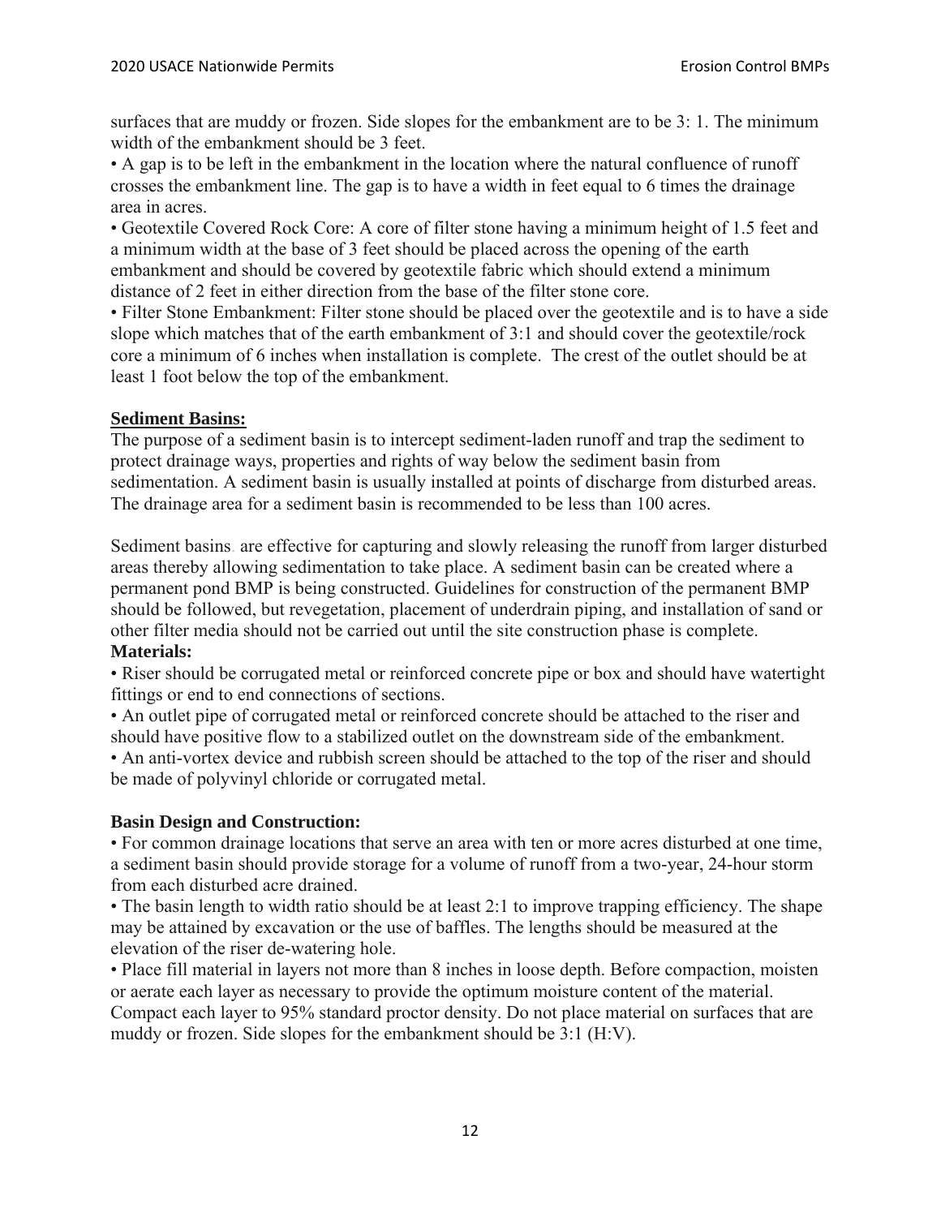surfaces that are muddy or frozen. Side slopes for the embankment are to be 3: 1. The minimum width of the embankment should be 3 feet.

- A gap is to be left in the embankment in the location where the natural confluence of runoff crosses the embankment line. The gap is to have a width in feet equal to 6 times the drainage area in acres.
- Geotextile Covered Rock Core: A core of filter stone having a minimum height of 1.5 feet and a minimum width at the base of 3 feet should be placed across the opening of the earth embankment and should be covered by geotextile fabric which should extend a minimum distance of 2 feet in either direction from the base of the filter stone core.
- Filter Stone Embankment: Filter stone should be placed over the geotextile and is to have a side slope which matches that of the earth embankment of 3:1 and should cover the geotextile/rock core a minimum of 6 inches when installation is complete. The crest of the outlet should be at least 1 foot below the top of the embankment.

## Sediment Basins:

The purpose of a sediment basin is to intercept sediment-laden runoff and trap the sediment to protect drainage ways, properties and rights of way below the sediment basin from sedimentation. A sediment basin is usually installed at points of discharge from disturbed areas. The drainage area for a sediment basin is recommended to be less than 100 acres.

Sediment basins are effective for capturing and slowly releasing the runoff from larger disturbed areas thereby allowing sedimentation to take place. A sediment basin can be created where a permanent pond BMP is being constructed. Guidelines for construction of the permanent BMP should be followed, but revegetation, placement of underdrain piping, and installation of sand or other filter media should not be carried out until the site construction phase is complete.

**Materials:**

- Riser should be corrugated metal or reinforced concrete pipe or box and should have watertight fittings or end to end connections of sections.
- An outlet pipe of corrugated metal or reinforced concrete should be attached to the riser and should have positive flow to a stabilized outlet on the downstream side of the embankment.
- An anti-vortex device and rubbish screen should be attached to the top of the riser and should be made of polyvinyl chloride or corrugated metal.

**Basin Design and Construction:**

- For common drainage locations that serve an area with ten or more acres disturbed at one time, a sediment basin should provide storage for a volume of runoff from a two-year, 24-hour storm from each disturbed acre drained.
- The basin length to width ratio should be at least 2:1 to improve trapping efficiency. The shape may be attained by excavation or the use of baffles. The lengths should be measured at the elevation of the riser de-watering hole.
- Place fill material in layers not more than 8 inches in loose depth. Before compaction, moisten or aerate each layer as necessary to provide the optimum moisture content of the material. Compact each layer to 95% standard proctor density. Do not place material on surfaces that are muddy or frozen. Side slopes for the embankment should be 3:1 (H:V).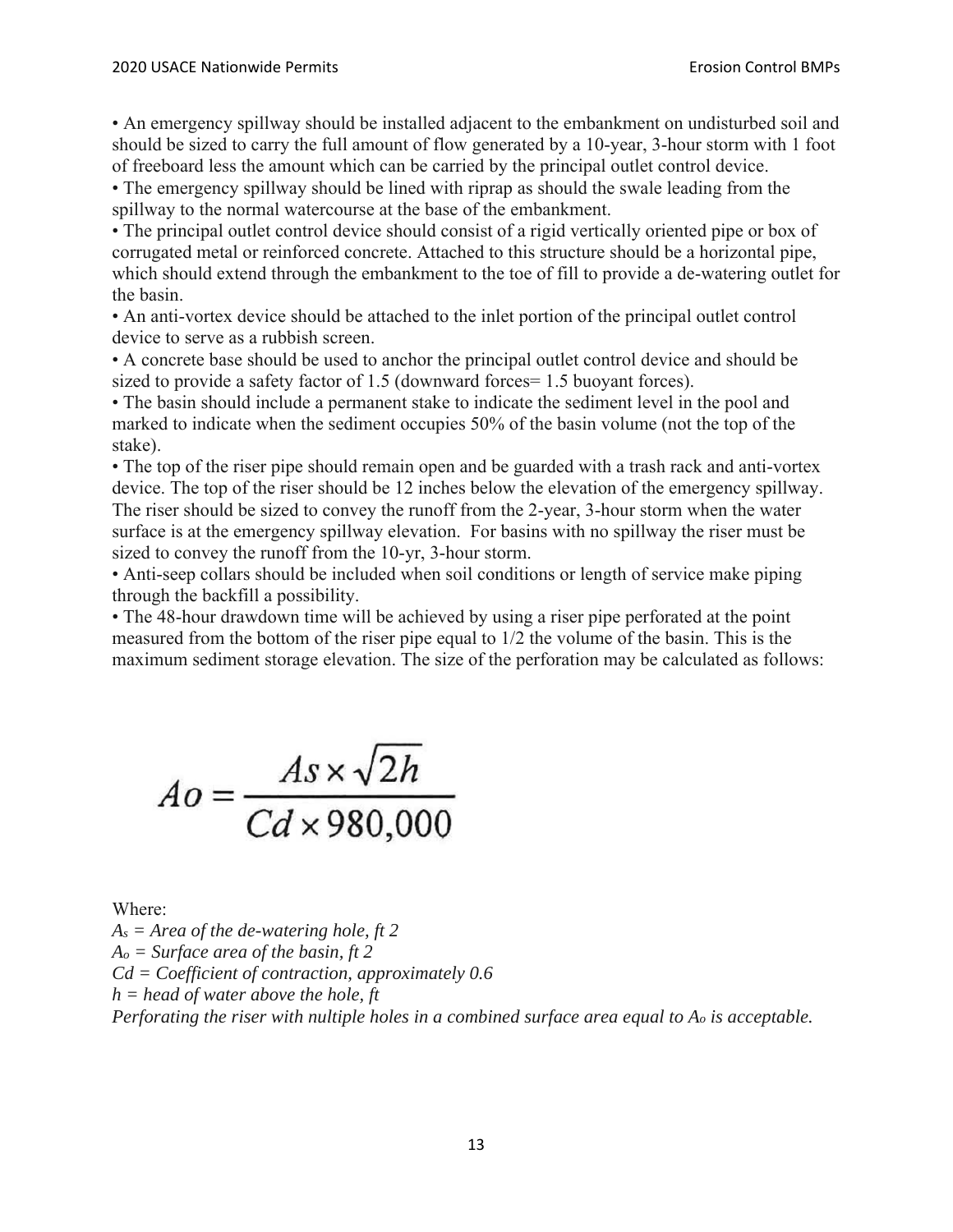• An emergency spillway should be installed adjacent to the embankment on undisturbed soil and should be sized to carry the full amount of flow generated by a 10-year, 3-hour storm with 1 foot of freeboard less the amount which can be carried by the principal outlet control device.
• The emergency spillway should be lined with riprap as should the swale leading from the spillway to the normal watercourse at the base of the embankment.
• The principal outlet control device should consist of a rigid vertically oriented pipe or box of corrugated metal or reinforced concrete. Attached to this structure should be a horizontal pipe, which should extend through the embankment to the toe of fill to provide a de-watering outlet for the basin.
• An anti-vortex device should be attached to the inlet portion of the principal outlet control device to serve as a rubbish screen.
• A concrete base should be used to anchor the principal outlet control device and should be sized to provide a safety factor of 1.5 (downward forces= 1.5 buoyant forces).
• The basin should include a permanent stake to indicate the sediment level in the pool and marked to indicate when the sediment occupies 50% of the basin volume (not the top of the stake).
• The top of the riser pipe should remain open and be guarded with a trash rack and anti-vortex device. The top of the riser should be 12 inches below the elevation of the emergency spillway. The riser should be sized to convey the runoff from the 2-year, 3-hour storm when the water surface is at the emergency spillway elevation. For basins with no spillway the riser must be sized to convey the runoff from the 10-yr, 3-hour storm.
• Anti-seep collars should be included when soil conditions or length of service make piping through the backfill a possibility.
• The 48-hour drawdown time will be achieved by using a riser pipe perforated at the point measured from the bottom of the riser pipe equal to 1/2 the volume of the basin. This is the maximum sediment storage elevation. The size of the perforation may be calculated as follows:

$$Ao = \frac{As \times \sqrt{2h}}{Cd \times 980,000}$$

Where:

*$A_s$ = Area of the de-watering hole, ft 2*
*$A_o$ = Surface area of the basin, ft 2*
*Cd = Coefficient of contraction, approximately 0.6*
*h = head of water above the hole, ft*
*Perforating the riser with multiple holes in a combined surface area equal to $A_o$ is acceptable.*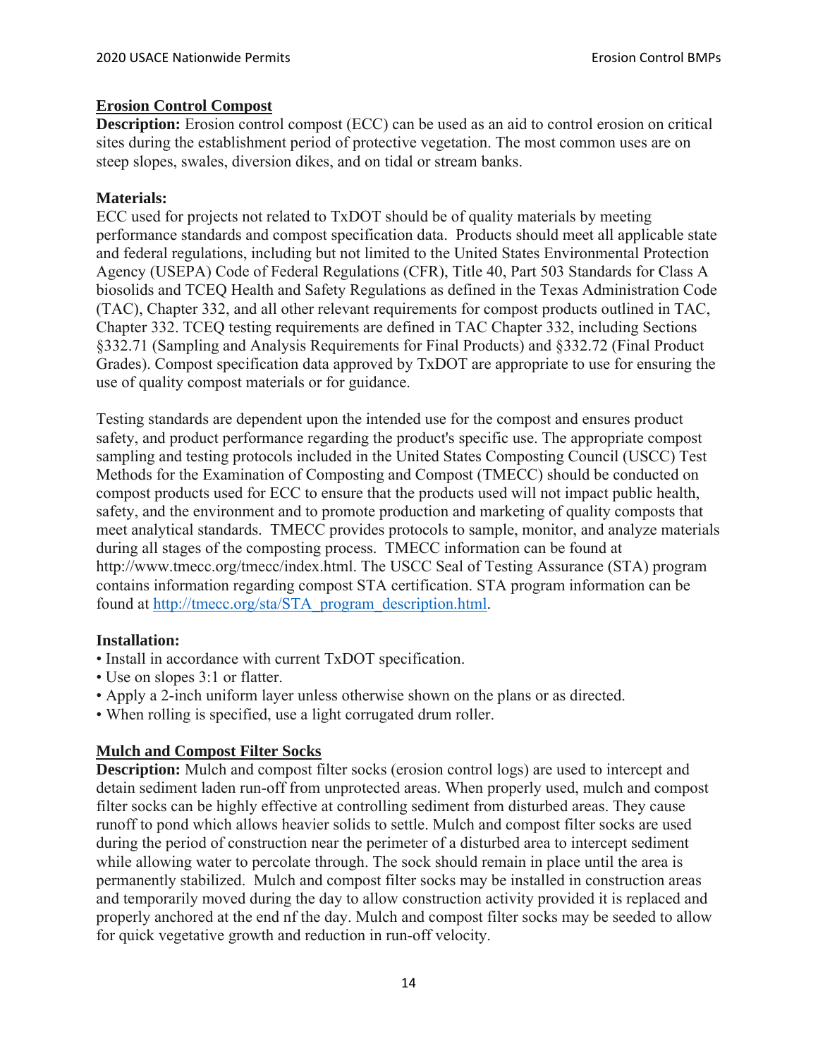## Erosion Control Compost

**Description:** Erosion control compost (ECC) can be used as an aid to control erosion on critical sites during the establishment period of protective vegetation. The most common uses are on steep slopes, swales, diversion dikes, and on tidal or stream banks.

### Materials:

ECC used for projects not related to TxDOT should be of quality materials by meeting performance standards and compost specification data. Products should meet all applicable state and federal regulations, including but not limited to the United States Environmental Protection Agency (USEPA) Code of Federal Regulations (CFR), Title 40, Part 503 Standards for Class A biosolids and TCEQ Health and Safety Regulations as defined in the Texas Administration Code (TAC), Chapter 332, and all other relevant requirements for compost products outlined in TAC, Chapter 332. TCEQ testing requirements are defined in TAC Chapter 332, including Sections §332.71 (Sampling and Analysis Requirements for Final Products) and §332.72 (Final Product Grades). Compost specification data approved by TxDOT are appropriate to use for ensuring the use of quality compost materials or for guidance.

Testing standards are dependent upon the intended use for the compost and ensures product safety, and product performance regarding the product's specific use. The appropriate compost sampling and testing protocols included in the United States Composting Council (USCC) Test Methods for the Examination of Composting and Compost (TMECC) should be conducted on compost products used for ECC to ensure that the products used will not impact public health, safety, and the environment and to promote production and marketing of quality composts that meet analytical standards. TMECC provides protocols to sample, monitor, and analyze materials during all stages of the composting process. TMECC information can be found at http://www.tmecc.org/tmecc/index.html. The USCC Seal of Testing Assurance (STA) program contains information regarding compost STA certification. STA program information can be found at http://tmecc.org/sta/STA_program_description.html.

### Installation:

- Install in accordance with current TxDOT specification.
- Use on slopes 3:1 or flatter.
- Apply a 2-inch uniform layer unless otherwise shown on the plans or as directed.
- When rolling is specified, use a light corrugated drum roller.

## Mulch and Compost Filter Socks

**Description:** Mulch and compost filter socks (erosion control logs) are used to intercept and detain sediment laden run-off from unprotected areas. When properly used, mulch and compost filter socks can be highly effective at controlling sediment from disturbed areas. They cause runoff to pond which allows heavier solids to settle. Mulch and compost filter socks are used during the period of construction near the perimeter of a disturbed area to intercept sediment while allowing water to percolate through. The sock should remain in place until the area is permanently stabilized. Mulch and compost filter socks may be installed in construction areas and temporarily moved during the day to allow construction activity provided it is replaced and properly anchored at the end nf the day. Mulch and compost filter socks may be seeded to allow for quick vegetative growth and reduction in run-off velocity.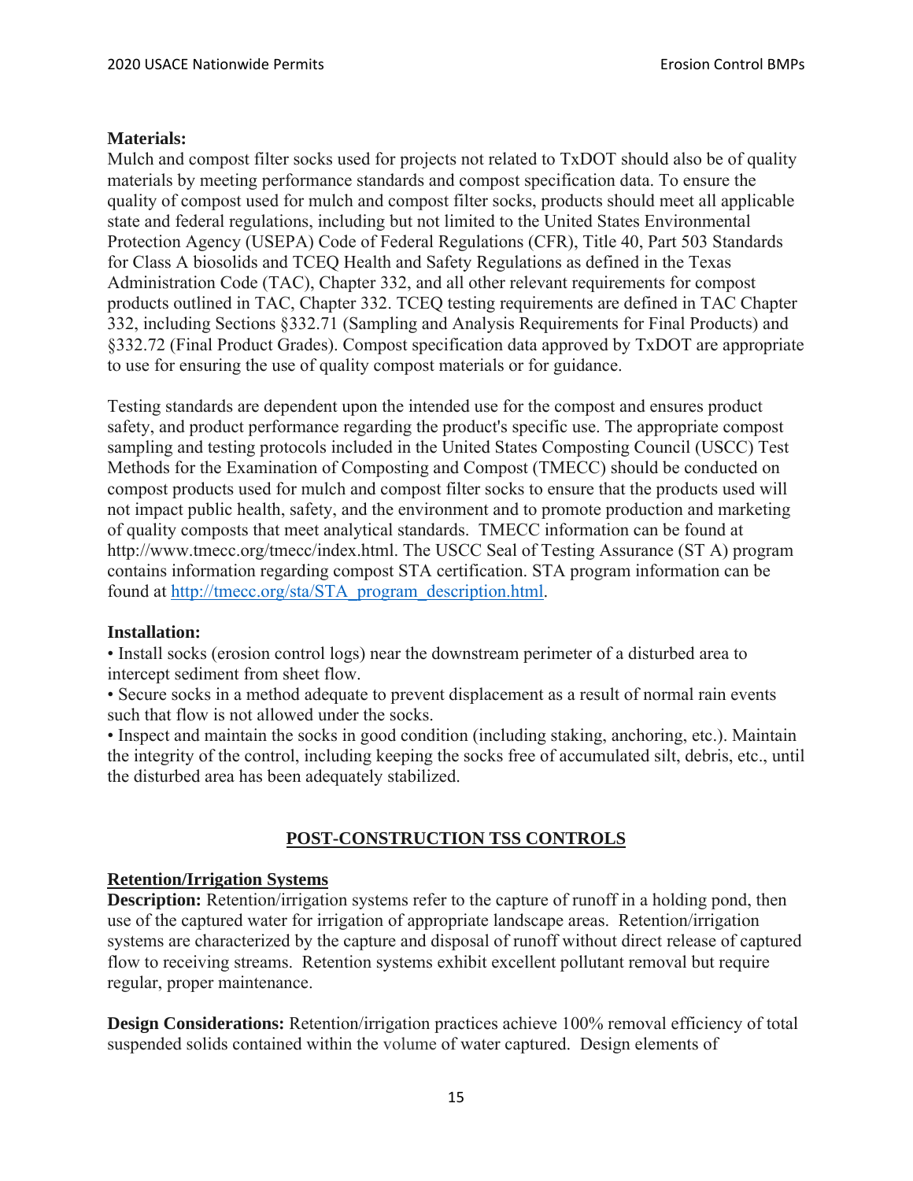**Materials:**
Mulch and compost filter socks used for projects not related to TxDOT should also be of quality materials by meeting performance standards and compost specification data. To ensure the quality of compost used for mulch and compost filter socks, products should meet all applicable state and federal regulations, including but not limited to the United States Environmental Protection Agency (USEPA) Code of Federal Regulations (CFR), Title 40, Part 503 Standards for Class A biosolids and TCEQ Health and Safety Regulations as defined in the Texas Administration Code (TAC), Chapter 332, and all other relevant requirements for compost products outlined in TAC, Chapter 332. TCEQ testing requirements are defined in TAC Chapter 332, including Sections §332.71 (Sampling and Analysis Requirements for Final Products) and §332.72 (Final Product Grades). Compost specification data approved by TxDOT are appropriate to use for ensuring the use of quality compost materials or for guidance.

Testing standards are dependent upon the intended use for the compost and ensures product safety, and product performance regarding the product's specific use. The appropriate compost sampling and testing protocols included in the United States Composting Council (USCC) Test Methods for the Examination of Composting and Compost (TMECC) should be conducted on compost products used for mulch and compost filter socks to ensure that the products used will not impact public health, safety, and the environment and to promote production and marketing of quality composts that meet analytical standards. TMECC information can be found at http://www.tmecc.org/tmecc/index.html. The USCC Seal of Testing Assurance (ST A) program contains information regarding compost STA certification. STA program information can be found at http://tmecc.org/sta/STA_program_description.html.

**Installation:**

- Install socks (erosion control logs) near the downstream perimeter of a disturbed area to intercept sediment from sheet flow.
- Secure socks in a method adequate to prevent displacement as a result of normal rain events such that flow is not allowed under the socks.
- Inspect and maintain the socks in good condition (including staking, anchoring, etc.). Maintain the integrity of the control, including keeping the socks free of accumulated silt, debris, etc., until the disturbed area has been adequately stabilized.

## POST-CONSTRUCTION TSS CONTROLS

### Retention/Irrigation Systems

**Description:** Retention/irrigation systems refer to the capture of runoff in a holding pond, then use of the captured water for irrigation of appropriate landscape areas. Retention/irrigation systems are characterized by the capture and disposal of runoff without direct release of captured flow to receiving streams. Retention systems exhibit excellent pollutant removal but require regular, proper maintenance.

**Design Considerations:** Retention/irrigation practices achieve 100% removal efficiency of total suspended solids contained within the volume of water captured. Design elements of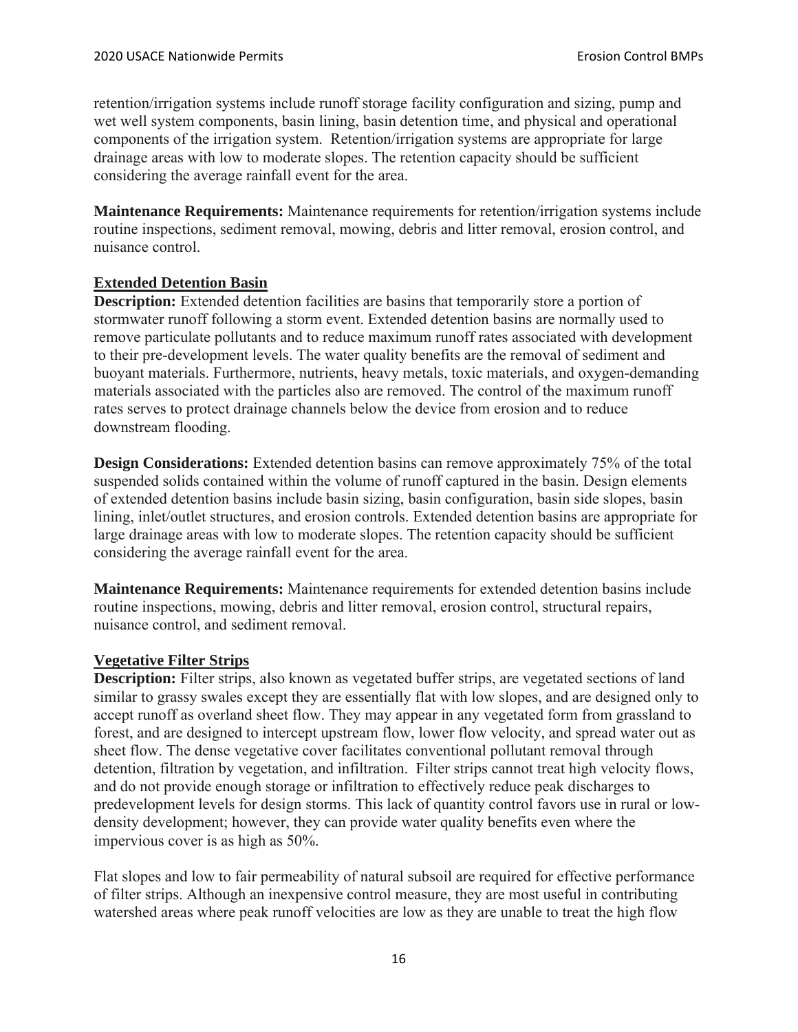retention/irrigation systems include runoff storage facility configuration and sizing, pump and wet well system components, basin lining, basin detention time, and physical and operational components of the irrigation system. Retention/irrigation systems are appropriate for large drainage areas with low to moderate slopes. The retention capacity should be sufficient considering the average rainfall event for the area.

**Maintenance Requirements:** Maintenance requirements for retention/irrigation systems include routine inspections, sediment removal, mowing, debris and litter removal, erosion control, and nuisance control.

## Extended Detention Basin

**Description:** Extended detention facilities are basins that temporarily store a portion of stormwater runoff following a storm event. Extended detention basins are normally used to remove particulate pollutants and to reduce maximum runoff rates associated with development to their pre-development levels. The water quality benefits are the removal of sediment and buoyant materials. Furthermore, nutrients, heavy metals, toxic materials, and oxygen-demanding materials associated with the particles also are removed. The control of the maximum runoff rates serves to protect drainage channels below the device from erosion and to reduce downstream flooding.

**Design Considerations:** Extended detention basins can remove approximately 75% of the total suspended solids contained within the volume of runoff captured in the basin. Design elements of extended detention basins include basin sizing, basin configuration, basin side slopes, basin lining, inlet/outlet structures, and erosion controls. Extended detention basins are appropriate for large drainage areas with low to moderate slopes. The retention capacity should be sufficient considering the average rainfall event for the area.

**Maintenance Requirements:** Maintenance requirements for extended detention basins include routine inspections, mowing, debris and litter removal, erosion control, structural repairs, nuisance control, and sediment removal.

## Vegetative Filter Strips

**Description:** Filter strips, also known as vegetated buffer strips, are vegetated sections of land similar to grassy swales except they are essentially flat with low slopes, and are designed only to accept runoff as overland sheet flow. They may appear in any vegetated form from grassland to forest, and are designed to intercept upstream flow, lower flow velocity, and spread water out as sheet flow. The dense vegetative cover facilitates conventional pollutant removal through detention, filtration by vegetation, and infiltration. Filter strips cannot treat high velocity flows, and do not provide enough storage or infiltration to effectively reduce peak discharges to predevelopment levels for design storms. This lack of quantity control favors use in rural or low-density development; however, they can provide water quality benefits even where the impervious cover is as high as 50%.

Flat slopes and low to fair permeability of natural subsoil are required for effective performance of filter strips. Although an inexpensive control measure, they are most useful in contributing watershed areas where peak runoff velocities are low as they are unable to treat the high flow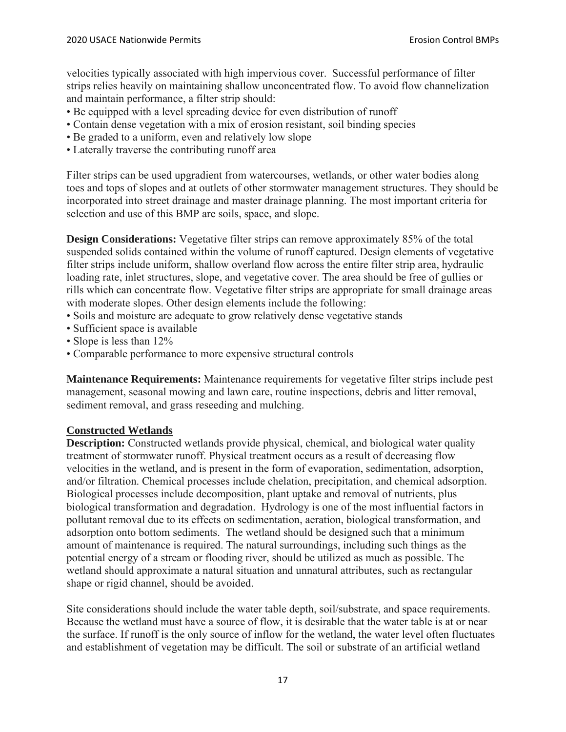velocities typically associated with high impervious cover. Successful performance of filter strips relies heavily on maintaining shallow unconcentrated flow. To avoid flow channelization and maintain performance, a filter strip should:

- Be equipped with a level spreading device for even distribution of runoff
- Contain dense vegetation with a mix of erosion resistant, soil binding species
- Be graded to a uniform, even and relatively low slope
- Laterally traverse the contributing runoff area

Filter strips can be used upgradient from watercourses, wetlands, or other water bodies along toes and tops of slopes and at outlets of other stormwater management structures. They should be incorporated into street drainage and master drainage planning. The most important criteria for selection and use of this BMP are soils, space, and slope.

**Design Considerations:** Vegetative filter strips can remove approximately 85% of the total suspended solids contained within the volume of runoff captured. Design elements of vegetative filter strips include uniform, shallow overland flow across the entire filter strip area, hydraulic loading rate, inlet structures, slope, and vegetative cover. The area should be free of gullies or rills which can concentrate flow. Vegetative filter strips are appropriate for small drainage areas with moderate slopes. Other design elements include the following:

- Soils and moisture are adequate to grow relatively dense vegetative stands
- Sufficient space is available
- Slope is less than 12%
- Comparable performance to more expensive structural controls

**Maintenance Requirements:** Maintenance requirements for vegetative filter strips include pest management, seasonal mowing and lawn care, routine inspections, debris and litter removal, sediment removal, and grass reseeding and mulching.

**Constructed Wetlands**

**Description:** Constructed wetlands provide physical, chemical, and biological water quality treatment of stormwater runoff. Physical treatment occurs as a result of decreasing flow velocities in the wetland, and is present in the form of evaporation, sedimentation, adsorption, and/or filtration. Chemical processes include chelation, precipitation, and chemical adsorption. Biological processes include decomposition, plant uptake and removal of nutrients, plus biological transformation and degradation. Hydrology is one of the most influential factors in pollutant removal due to its effects on sedimentation, aeration, biological transformation, and adsorption onto bottom sediments. The wetland should be designed such that a minimum amount of maintenance is required. The natural surroundings, including such things as the potential energy of a stream or flooding river, should be utilized as much as possible. The wetland should approximate a natural situation and unnatural attributes, such as rectangular shape or rigid channel, should be avoided.

Site considerations should include the water table depth, soil/substrate, and space requirements. Because the wetland must have a source of flow, it is desirable that the water table is at or near the surface. If runoff is the only source of inflow for the wetland, the water level often fluctuates and establishment of vegetation may be difficult. The soil or substrate of an artificial wetland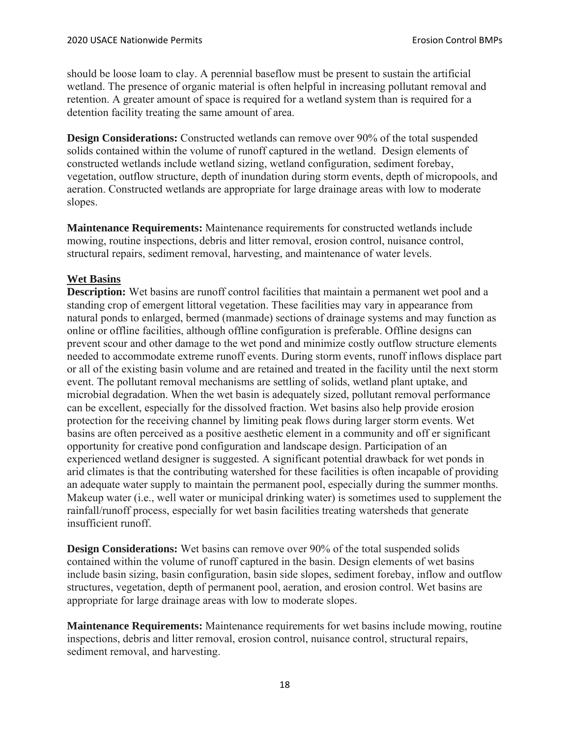should be loose loam to clay. A perennial baseflow must be present to sustain the artificial wetland. The presence of organic material is often helpful in increasing pollutant removal and retention. A greater amount of space is required for a wetland system than is required for a detention facility treating the same amount of area.

**Design Considerations:** Constructed wetlands can remove over 90% of the total suspended solids contained within the volume of runoff captured in the wetland. Design elements of constructed wetlands include wetland sizing, wetland configuration, sediment forebay, vegetation, outflow structure, depth of inundation during storm events, depth of micropools, and aeration. Constructed wetlands are appropriate for large drainage areas with low to moderate slopes.

**Maintenance Requirements:** Maintenance requirements for constructed wetlands include mowing, routine inspections, debris and litter removal, erosion control, nuisance control, structural repairs, sediment removal, harvesting, and maintenance of water levels.

**Wet Basins**

**Description:** Wet basins are runoff control facilities that maintain a permanent wet pool and a standing crop of emergent littoral vegetation. These facilities may vary in appearance from natural ponds to enlarged, bermed (manmade) sections of drainage systems and may function as online or offline facilities, although offline configuration is preferable. Offline designs can prevent scour and other damage to the wet pond and minimize costly outflow structure elements needed to accommodate extreme runoff events. During storm events, runoff inflows displace part or all of the existing basin volume and are retained and treated in the facility until the next storm event. The pollutant removal mechanisms are settling of solids, wetland plant uptake, and microbial degradation. When the wet basin is adequately sized, pollutant removal performance can be excellent, especially for the dissolved fraction. Wet basins also help provide erosion protection for the receiving channel by limiting peak flows during larger storm events. Wet basins are often perceived as a positive aesthetic element in a community and off er significant opportunity for creative pond configuration and landscape design. Participation of an experienced wetland designer is suggested. A significant potential drawback for wet ponds in arid climates is that the contributing watershed for these facilities is often incapable of providing an adequate water supply to maintain the permanent pool, especially during the summer months. Makeup water (i.e., well water or municipal drinking water) is sometimes used to supplement the rainfall/runoff process, especially for wet basin facilities treating watersheds that generate insufficient runoff.

**Design Considerations:** Wet basins can remove over 90% of the total suspended solids contained within the volume of runoff captured in the basin. Design elements of wet basins include basin sizing, basin configuration, basin side slopes, sediment forebay, inflow and outflow structures, vegetation, depth of permanent pool, aeration, and erosion control. Wet basins are appropriate for large drainage areas with low to moderate slopes.

**Maintenance Requirements:** Maintenance requirements for wet basins include mowing, routine inspections, debris and litter removal, erosion control, nuisance control, structural repairs, sediment removal, and harvesting.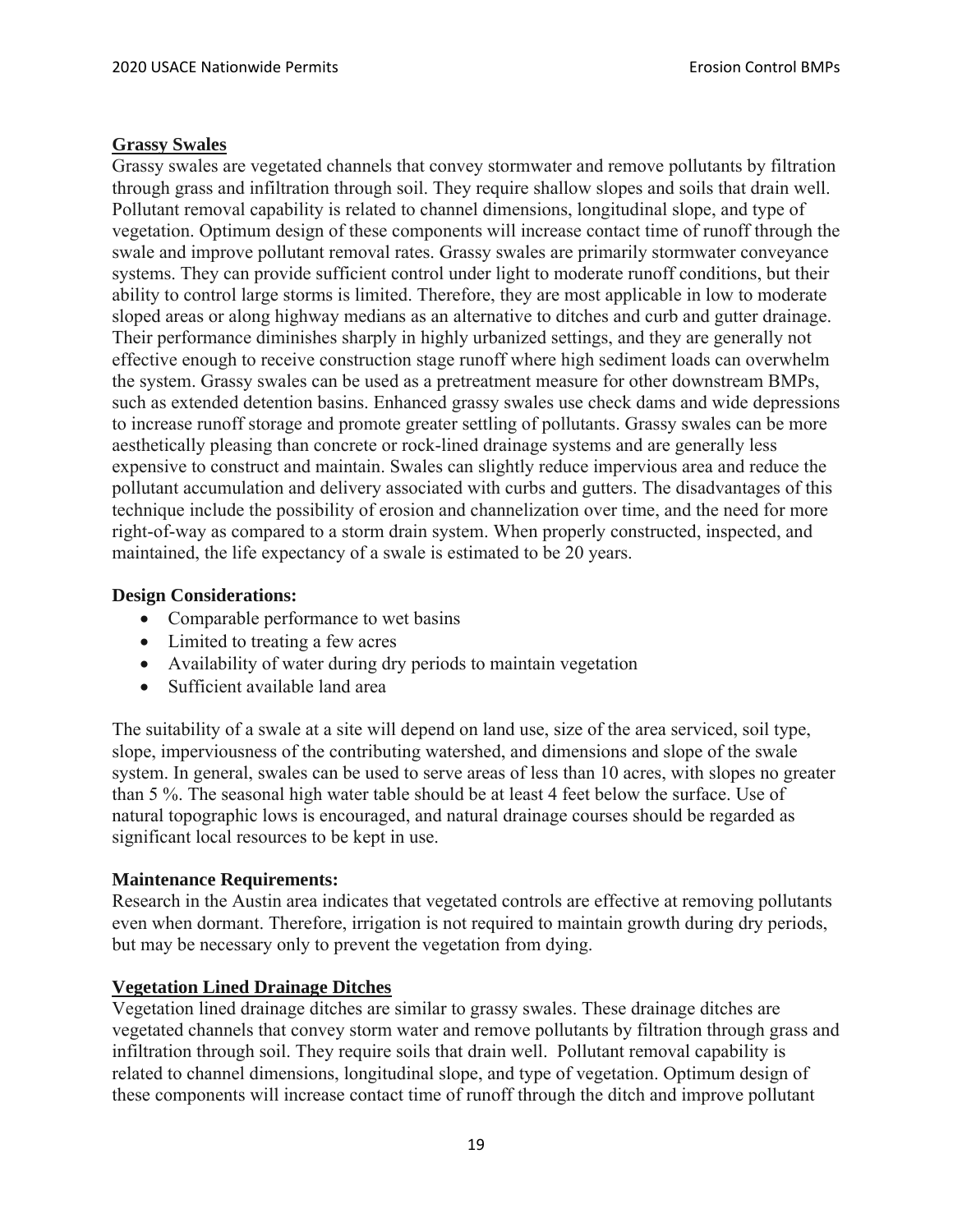## Grassy Swales

Grassy swales are vegetated channels that convey stormwater and remove pollutants by filtration through grass and infiltration through soil. They require shallow slopes and soils that drain well. Pollutant removal capability is related to channel dimensions, longitudinal slope, and type of vegetation. Optimum design of these components will increase contact time of runoff through the swale and improve pollutant removal rates. Grassy swales are primarily stormwater conveyance systems. They can provide sufficient control under light to moderate runoff conditions, but their ability to control large storms is limited. Therefore, they are most applicable in low to moderate sloped areas or along highway medians as an alternative to ditches and curb and gutter drainage. Their performance diminishes sharply in highly urbanized settings, and they are generally not effective enough to receive construction stage runoff where high sediment loads can overwhelm the system. Grassy swales can be used as a pretreatment measure for other downstream BMPs, such as extended detention basins. Enhanced grassy swales use check dams and wide depressions to increase runoff storage and promote greater settling of pollutants. Grassy swales can be more aesthetically pleasing than concrete or rock-lined drainage systems and are generally less expensive to construct and maintain. Swales can slightly reduce impervious area and reduce the pollutant accumulation and delivery associated with curbs and gutters. The disadvantages of this technique include the possibility of erosion and channelization over time, and the need for more right-of-way as compared to a storm drain system. When properly constructed, inspected, and maintained, the life expectancy of a swale is estimated to be 20 years.

**Design Considerations:**

- Comparable performance to wet basins
- Limited to treating a few acres
- Availability of water during dry periods to maintain vegetation
- Sufficient available land area

The suitability of a swale at a site will depend on land use, size of the area serviced, soil type, slope, imperviousness of the contributing watershed, and dimensions and slope of the swale system. In general, swales can be used to serve areas of less than 10 acres, with slopes no greater than 5 %. The seasonal high water table should be at least 4 feet below the surface. Use of natural topographic lows is encouraged, and natural drainage courses should be regarded as significant local resources to be kept in use.

**Maintenance Requirements:**

Research in the Austin area indicates that vegetated controls are effective at removing pollutants even when dormant. Therefore, irrigation is not required to maintain growth during dry periods, but may be necessary only to prevent the vegetation from dying.

## Vegetation Lined Drainage Ditches

Vegetation lined drainage ditches are similar to grassy swales. These drainage ditches are vegetated channels that convey storm water and remove pollutants by filtration through grass and infiltration through soil. They require soils that drain well. Pollutant removal capability is related to channel dimensions, longitudinal slope, and type of vegetation. Optimum design of these components will increase contact time of runoff through the ditch and improve pollutant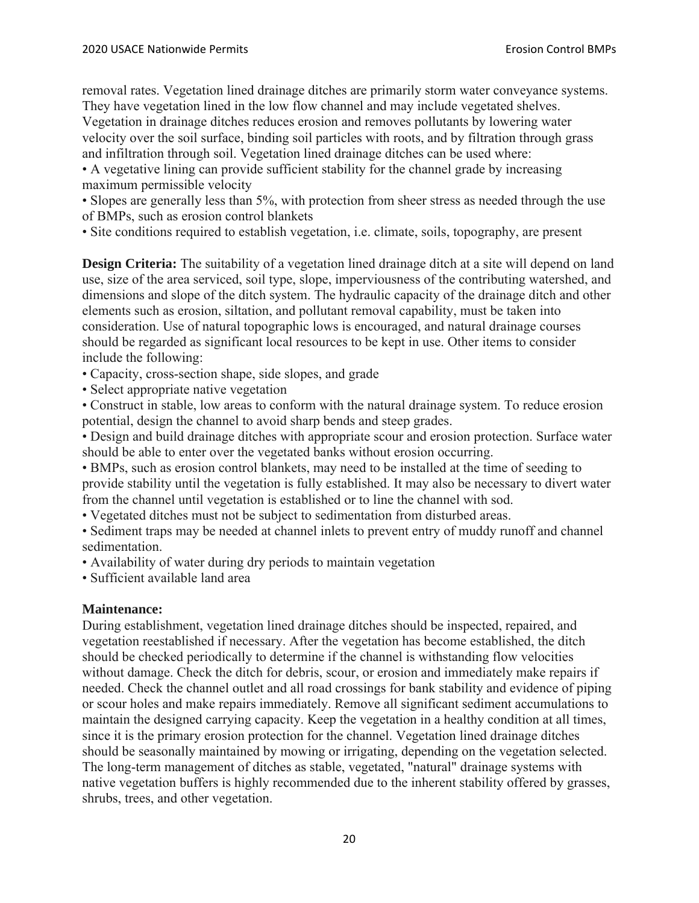removal rates. Vegetation lined drainage ditches are primarily storm water conveyance systems. They have vegetation lined in the low flow channel and may include vegetated shelves. Vegetation in drainage ditches reduces erosion and removes pollutants by lowering water velocity over the soil surface, binding soil particles with roots, and by filtration through grass and infiltration through soil. Vegetation lined drainage ditches can be used where:

- A vegetative lining can provide sufficient stability for the channel grade by increasing maximum permissible velocity
- Slopes are generally less than 5%, with protection from sheer stress as needed through the use of BMPs, such as erosion control blankets
- Site conditions required to establish vegetation, i.e. climate, soils, topography, are present

**Design Criteria:** The suitability of a vegetation lined drainage ditch at a site will depend on land use, size of the area serviced, soil type, slope, imperviousness of the contributing watershed, and dimensions and slope of the ditch system. The hydraulic capacity of the drainage ditch and other elements such as erosion, siltation, and pollutant removal capability, must be taken into consideration. Use of natural topographic lows is encouraged, and natural drainage courses should be regarded as significant local resources to be kept in use. Other items to consider include the following:

- Capacity, cross-section shape, side slopes, and grade
- Select appropriate native vegetation
- Construct in stable, low areas to conform with the natural drainage system. To reduce erosion potential, design the channel to avoid sharp bends and steep grades.
- Design and build drainage ditches with appropriate scour and erosion protection. Surface water should be able to enter over the vegetated banks without erosion occurring.
- BMPs, such as erosion control blankets, may need to be installed at the time of seeding to provide stability until the vegetation is fully established. It may also be necessary to divert water from the channel until vegetation is established or to line the channel with sod.
- Vegetated ditches must not be subject to sedimentation from disturbed areas.
- Sediment traps may be needed at channel inlets to prevent entry of muddy runoff and channel sedimentation.
- Availability of water during dry periods to maintain vegetation
- Sufficient available land area

**Maintenance:**

During establishment, vegetation lined drainage ditches should be inspected, repaired, and vegetation reestablished if necessary. After the vegetation has become established, the ditch should be checked periodically to determine if the channel is withstanding flow velocities without damage. Check the ditch for debris, scour, or erosion and immediately make repairs if needed. Check the channel outlet and all road crossings for bank stability and evidence of piping or scour holes and make repairs immediately. Remove all significant sediment accumulations to maintain the designed carrying capacity. Keep the vegetation in a healthy condition at all times, since it is the primary erosion protection for the channel. Vegetation lined drainage ditches should be seasonally maintained by mowing or irrigating, depending on the vegetation selected. The long-term management of ditches as stable, vegetated, "natural" drainage systems with native vegetation buffers is highly recommended due to the inherent stability offered by grasses, shrubs, trees, and other vegetation.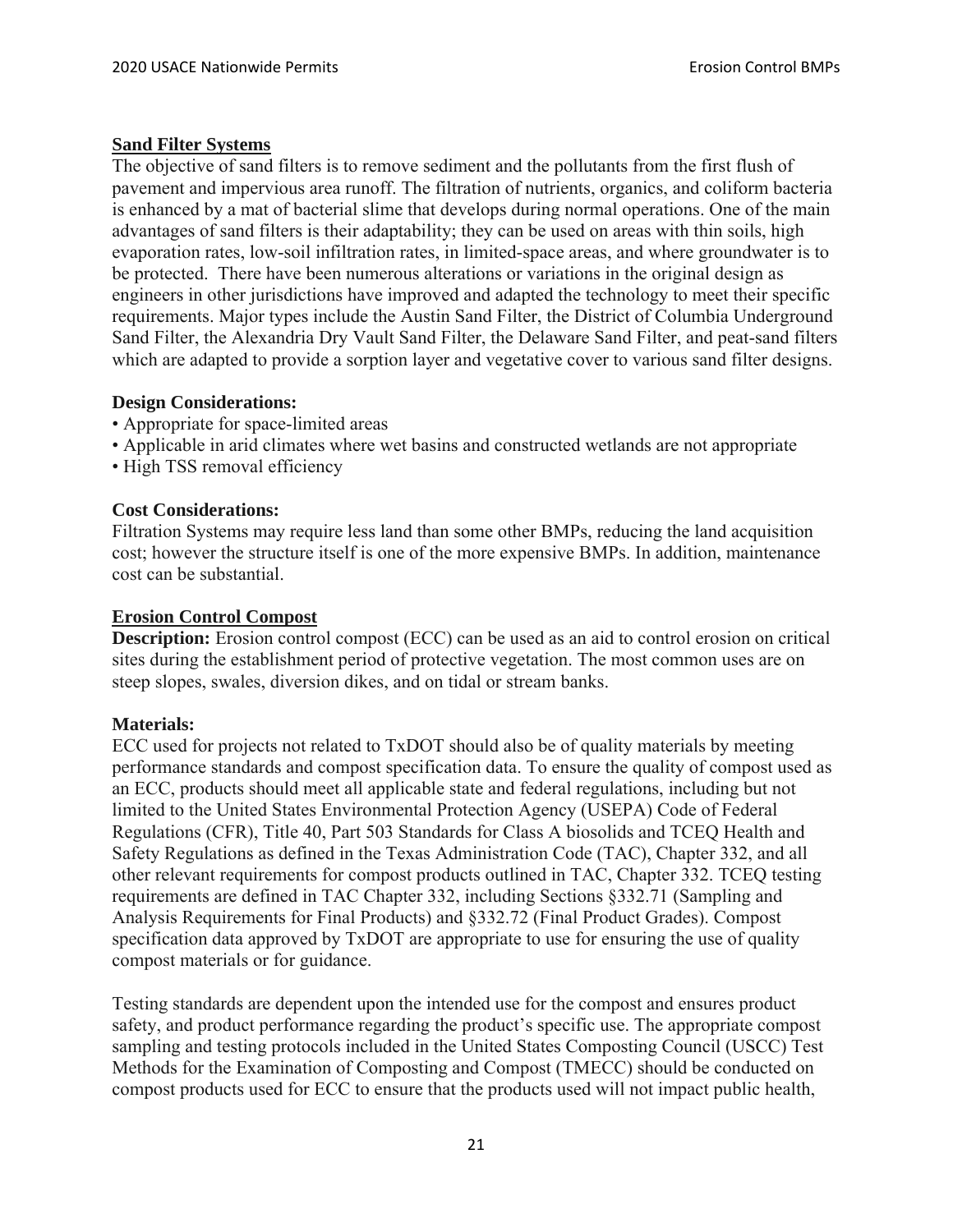## Sand Filter Systems

The objective of sand filters is to remove sediment and the pollutants from the first flush of pavement and impervious area runoff. The filtration of nutrients, organics, and coliform bacteria is enhanced by a mat of bacterial slime that develops during normal operations. One of the main advantages of sand filters is their adaptability; they can be used on areas with thin soils, high evaporation rates, low-soil infiltration rates, in limited-space areas, and where groundwater is to be protected. There have been numerous alterations or variations in the original design as engineers in other jurisdictions have improved and adapted the technology to meet their specific requirements. Major types include the Austin Sand Filter, the District of Columbia Underground Sand Filter, the Alexandria Dry Vault Sand Filter, the Delaware Sand Filter, and peat-sand filters which are adapted to provide a sorption layer and vegetative cover to various sand filter designs.

### Design Considerations:

- Appropriate for space-limited areas
- Applicable in arid climates where wet basins and constructed wetlands are not appropriate
- High TSS removal efficiency

### Cost Considerations:

Filtration Systems may require less land than some other BMPs, reducing the land acquisition cost; however the structure itself is one of the more expensive BMPs. In addition, maintenance cost can be substantial.

## Erosion Control Compost

**Description:** Erosion control compost (ECC) can be used as an aid to control erosion on critical sites during the establishment period of protective vegetation. The most common uses are on steep slopes, swales, diversion dikes, and on tidal or stream banks.

### Materials:

ECC used for projects not related to TxDOT should also be of quality materials by meeting performance standards and compost specification data. To ensure the quality of compost used as an ECC, products should meet all applicable state and federal regulations, including but not limited to the United States Environmental Protection Agency (USEPA) Code of Federal Regulations (CFR), Title 40, Part 503 Standards for Class A biosolids and TCEQ Health and Safety Regulations as defined in the Texas Administration Code (TAC), Chapter 332, and all other relevant requirements for compost products outlined in TAC, Chapter 332. TCEQ testing requirements are defined in TAC Chapter 332, including Sections §332.71 (Sampling and Analysis Requirements for Final Products) and §332.72 (Final Product Grades). Compost specification data approved by TxDOT are appropriate to use for ensuring the use of quality compost materials or for guidance.

Testing standards are dependent upon the intended use for the compost and ensures product safety, and product performance regarding the product's specific use. The appropriate compost sampling and testing protocols included in the United States Composting Council (USCC) Test Methods for the Examination of Composting and Compost (TMECC) should be conducted on compost products used for ECC to ensure that the products used will not impact public health,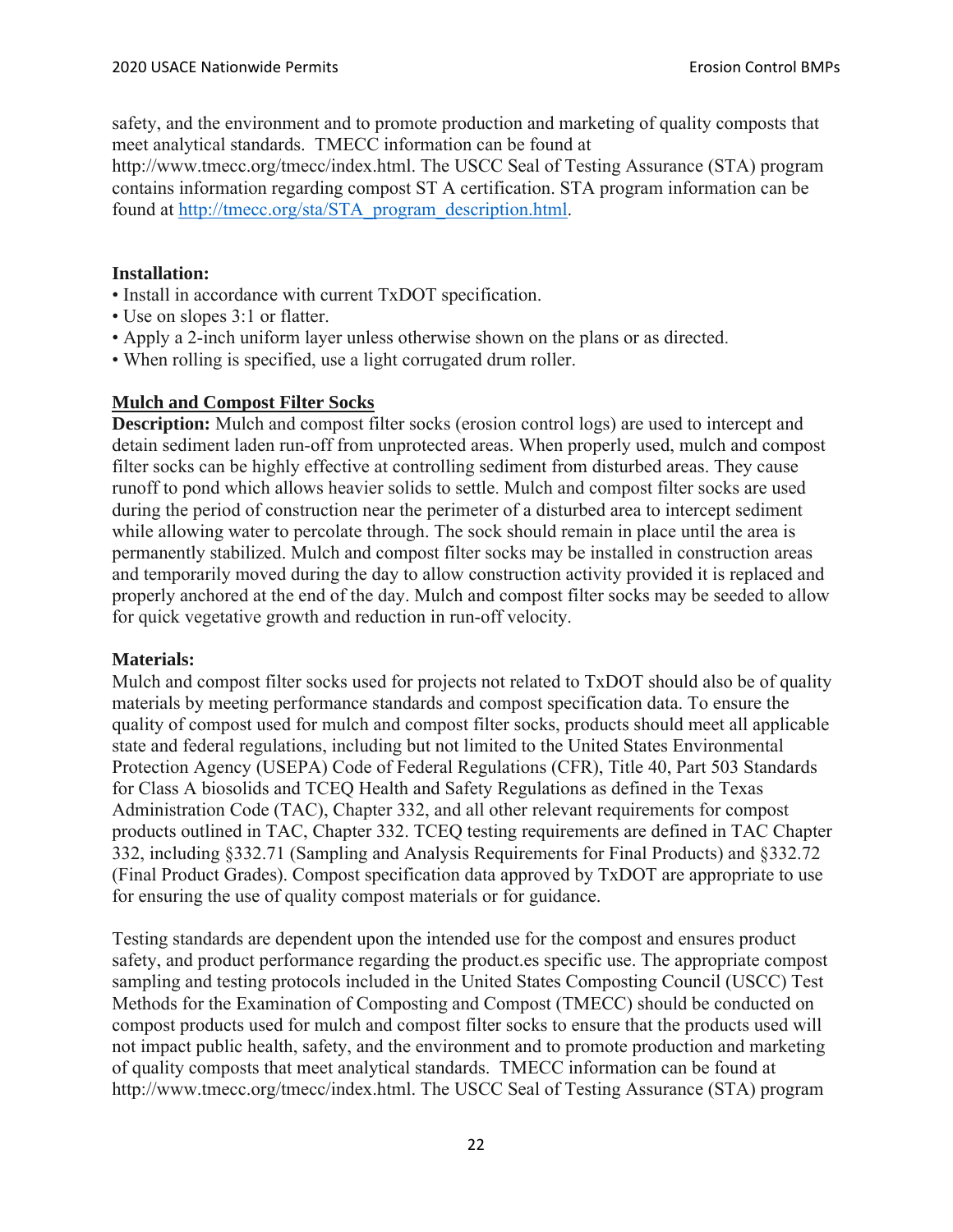safety, and the environment and to promote production and marketing of quality composts that meet analytical standards. TMECC information can be found at http://www.tmecc.org/tmecc/index.html. The USCC Seal of Testing Assurance (STA) program contains information regarding compost ST A certification. STA program information can be found at [http://tmecc.org/sta/STA_program_description.html](http://tmecc.org/sta/STA_program_description.html).

**Installation:**

- Install in accordance with current TxDOT specification.
- Use on slopes 3:1 or flatter.
- Apply a 2-inch uniform layer unless otherwise shown on the plans or as directed.
- When rolling is specified, use a light corrugated drum roller.

## Mulch and Compost Filter Socks

**Description:** Mulch and compost filter socks (erosion control logs) are used to intercept and detain sediment laden run-off from unprotected areas. When properly used, mulch and compost filter socks can be highly effective at controlling sediment from disturbed areas. They cause runoff to pond which allows heavier solids to settle. Mulch and compost filter socks are used during the period of construction near the perimeter of a disturbed area to intercept sediment while allowing water to percolate through. The sock should remain in place until the area is permanently stabilized. Mulch and compost filter socks may be installed in construction areas and temporarily moved during the day to allow construction activity provided it is replaced and properly anchored at the end of the day. Mulch and compost filter socks may be seeded to allow for quick vegetative growth and reduction in run-off velocity.

**Materials:**

Mulch and compost filter socks used for projects not related to TxDOT should also be of quality materials by meeting performance standards and compost specification data. To ensure the quality of compost used for mulch and compost filter socks, products should meet all applicable state and federal regulations, including but not limited to the United States Environmental Protection Agency (USEPA) Code of Federal Regulations (CFR), Title 40, Part 503 Standards for Class A biosolids and TCEQ Health and Safety Regulations as defined in the Texas Administration Code (TAC), Chapter 332, and all other relevant requirements for compost products outlined in TAC, Chapter 332. TCEQ testing requirements are defined in TAC Chapter 332, including §332.71 (Sampling and Analysis Requirements for Final Products) and §332.72 (Final Product Grades). Compost specification data approved by TxDOT are appropriate to use for ensuring the use of quality compost materials or for guidance.

Testing standards are dependent upon the intended use for the compost and ensures product safety, and product performance regarding the product.es specific use. The appropriate compost sampling and testing protocols included in the United States Composting Council (USCC) Test Methods for the Examination of Composting and Compost (TMECC) should be conducted on compost products used for mulch and compost filter socks to ensure that the products used will not impact public health, safety, and the environment and to promote production and marketing of quality composts that meet analytical standards. TMECC information can be found at http://www.tmecc.org/tmecc/index.html. The USCC Seal of Testing Assurance (STA) program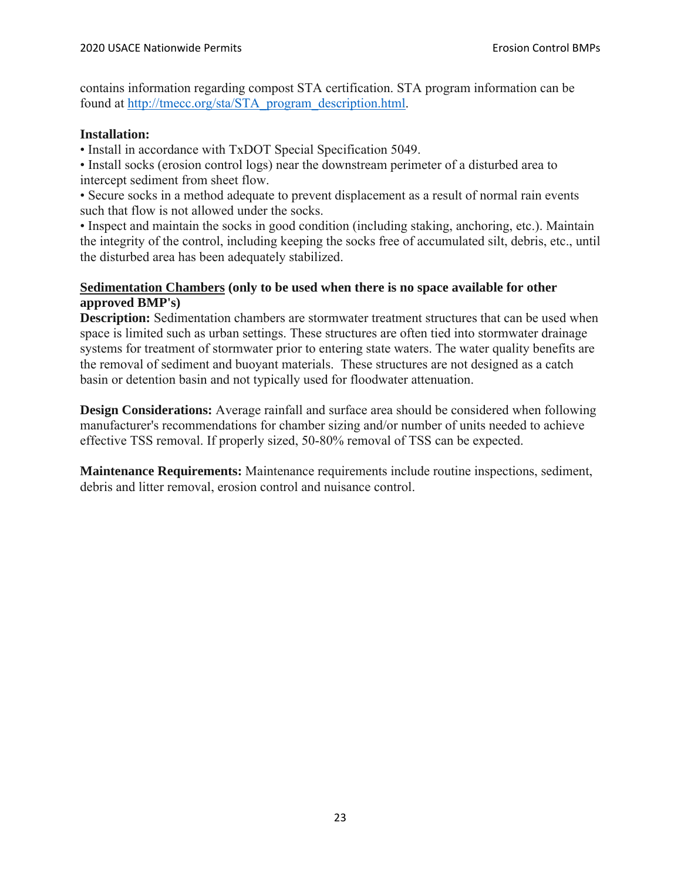contains information regarding compost STA certification. STA program information can be found at [http://tmecc.org/sta/STA_program_description.html](http://tmecc.org/sta/STA_program_description.html).

**Installation:**

• Install in accordance with TxDOT Special Specification 5049.

• Install socks (erosion control logs) near the downstream perimeter of a disturbed area to intercept sediment from sheet flow.

• Secure socks in a method adequate to prevent displacement as a result of normal rain events such that flow is not allowed under the socks.

• Inspect and maintain the socks in good condition (including staking, anchoring, etc.). Maintain the integrity of the control, including keeping the socks free of accumulated silt, debris, etc., until the disturbed area has been adequately stabilized.

**Sedimentation Chambers (only to be used when there is no space available for other approved BMP's)**

**Description:** Sedimentation chambers are stormwater treatment structures that can be used when space is limited such as urban settings. These structures are often tied into stormwater drainage systems for treatment of stormwater prior to entering state waters. The water quality benefits are the removal of sediment and buoyant materials. These structures are not designed as a catch basin or detention basin and not typically used for floodwater attenuation.

**Design Considerations:** Average rainfall and surface area should be considered when following manufacturer's recommendations for chamber sizing and/or number of units needed to achieve effective TSS removal. If properly sized, 50-80% removal of TSS can be expected.

**Maintenance Requirements:** Maintenance requirements include routine inspections, sediment, debris and litter removal, erosion control and nuisance control.